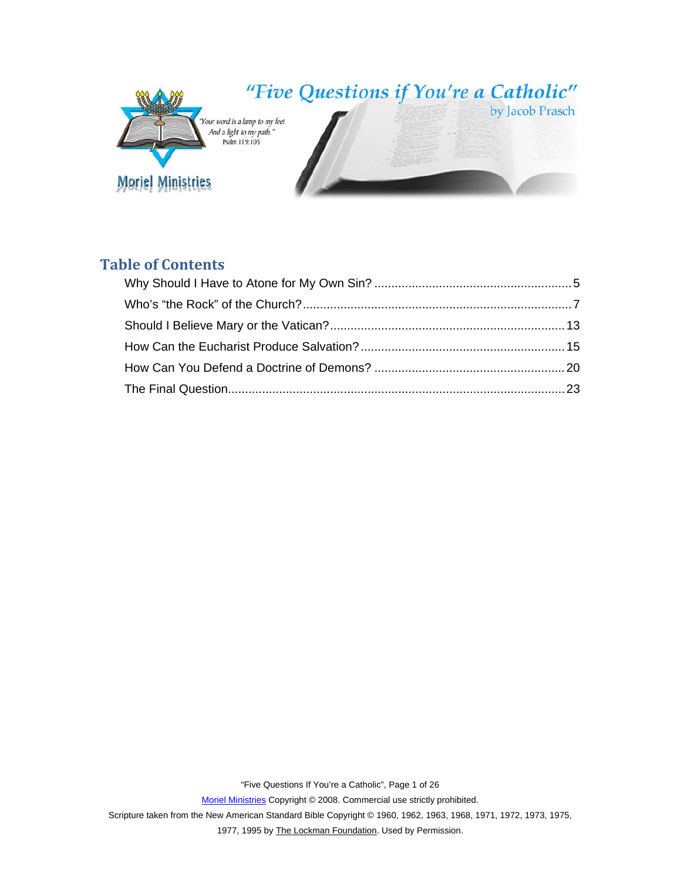# "Five Questions if You're a Catholic"

by Jacob Prasch

Moriel Ministries

*"Your word is a lamp to my feet*
*And a light to my path."*
Psalm 119:105

## Table of Contents

- Why Should I Have to Atone for My Own Sin? ........................................................ 5
- Who's "the Rock" of the Church? ............................................................................. 7
- Should I Believe Mary or the Vatican? .................................................................... 13
- How Can the Eucharist Produce Salvation? ........................................................... 15
- How Can You Defend a Doctrine of Demons? ....................................................... 20
- The Final Question ................................................................................................. 23

Moriel Ministries Copyright © 2008. Commercial use strictly prohibited.

Scripture taken from the New American Standard Bible Copyright © 1960, 1962, 1963, 1968, 1971, 1972, 1973, 1975, 1977, 1995 by The Lockman Foundation. Used by Permission.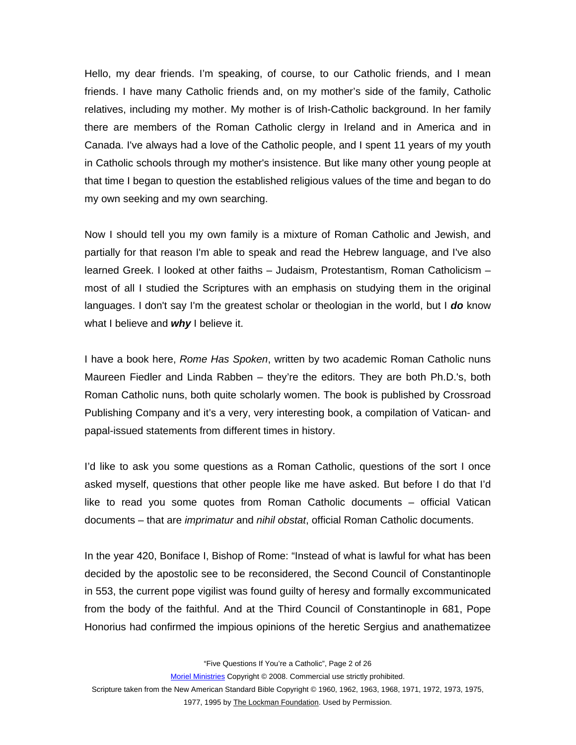Hello, my dear friends. I'm speaking, of course, to our Catholic friends, and I mean friends. I have many Catholic friends and, on my mother's side of the family, Catholic relatives, including my mother. My mother is of Irish-Catholic background. In her family there are members of the Roman Catholic clergy in Ireland and in America and in Canada. I've always had a love of the Catholic people, and I spent 11 years of my youth in Catholic schools through my mother's insistence. But like many other young people at that time I began to question the established religious values of the time and began to do my own seeking and my own searching.

Now I should tell you my own family is a mixture of Roman Catholic and Jewish, and partially for that reason I'm able to speak and read the Hebrew language, and I've also learned Greek. I looked at other faiths – Judaism, Protestantism, Roman Catholicism – most of all I studied the Scriptures with an emphasis on studying them in the original languages. I don't say I'm the greatest scholar or theologian in the world, but I ***do*** know what I believe and ***why*** I believe it.

I have a book here, *Rome Has Spoken*, written by two academic Roman Catholic nuns Maureen Fiedler and Linda Rabben – they're the editors. They are both Ph.D.'s, both Roman Catholic nuns, both quite scholarly women. The book is published by Crossroad Publishing Company and it's a very, very interesting book, a compilation of Vatican- and papal-issued statements from different times in history.

I'd like to ask you some questions as a Roman Catholic, questions of the sort I once asked myself, questions that other people like me have asked. But before I do that I'd like to read you some quotes from Roman Catholic documents – official Vatican documents – that are *imprimatur* and *nihil obstat*, official Roman Catholic documents.

In the year 420, Boniface I, Bishop of Rome: "Instead of what is lawful for what has been decided by the apostolic see to be reconsidered, the Second Council of Constantinople in 553, the current pope vigilist was found guilty of heresy and formally excommunicated from the body of the faithful. And at the Third Council of Constantinople in 681, Pope Honorius had confirmed the impious opinions of the heretic Sergius and anathematizee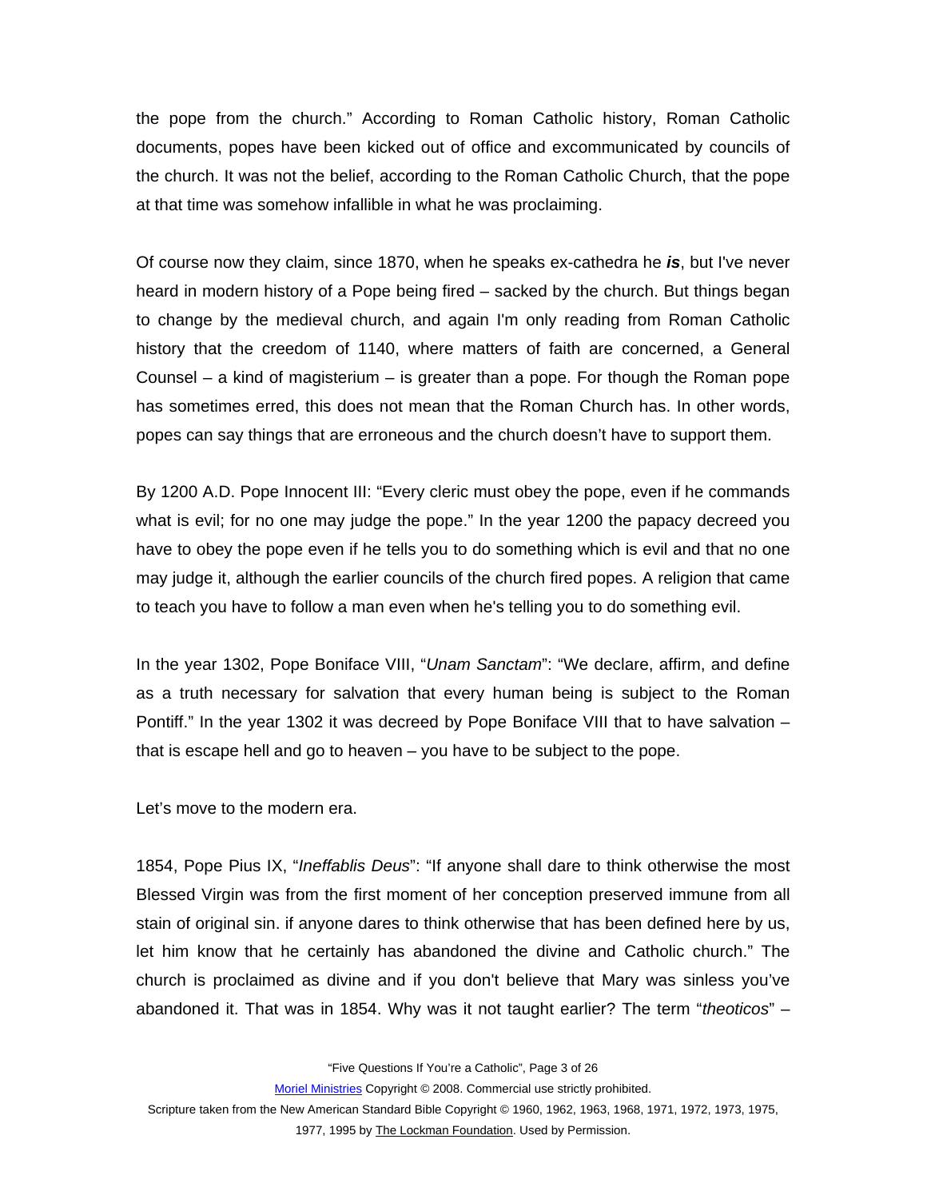the pope from the church." According to Roman Catholic history, Roman Catholic documents, popes have been kicked out of office and excommunicated by councils of the church. It was not the belief, according to the Roman Catholic Church, that the pope at that time was somehow infallible in what he was proclaiming.

Of course now they claim, since 1870, when he speaks ex-cathedra he ***is***, but I've never heard in modern history of a Pope being fired – sacked by the church. But things began to change by the medieval church, and again I'm only reading from Roman Catholic history that the creedom of 1140, where matters of faith are concerned, a General Counsel – a kind of magisterium – is greater than a pope. For though the Roman pope has sometimes erred, this does not mean that the Roman Church has. In other words, popes can say things that are erroneous and the church doesn't have to support them.

By 1200 A.D. Pope Innocent III: "Every cleric must obey the pope, even if he commands what is evil; for no one may judge the pope." In the year 1200 the papacy decreed you have to obey the pope even if he tells you to do something which is evil and that no one may judge it, although the earlier councils of the church fired popes. A religion that came to teach you have to follow a man even when he's telling you to do something evil.

In the year 1302, Pope Boniface VIII, "*Unam Sanctam*": "We declare, affirm, and define as a truth necessary for salvation that every human being is subject to the Roman Pontiff." In the year 1302 it was decreed by Pope Boniface VIII that to have salvation – that is escape hell and go to heaven – you have to be subject to the pope.

Let's move to the modern era.

1854, Pope Pius IX, "*Ineffablis Deus*": "If anyone shall dare to think otherwise the most Blessed Virgin was from the first moment of her conception preserved immune from all stain of original sin. if anyone dares to think otherwise that has been defined here by us, let him know that he certainly has abandoned the divine and Catholic church." The church is proclaimed as divine and if you don't believe that Mary was sinless you've abandoned it. That was in 1854. Why was it not taught earlier? The term "*theoticos*" –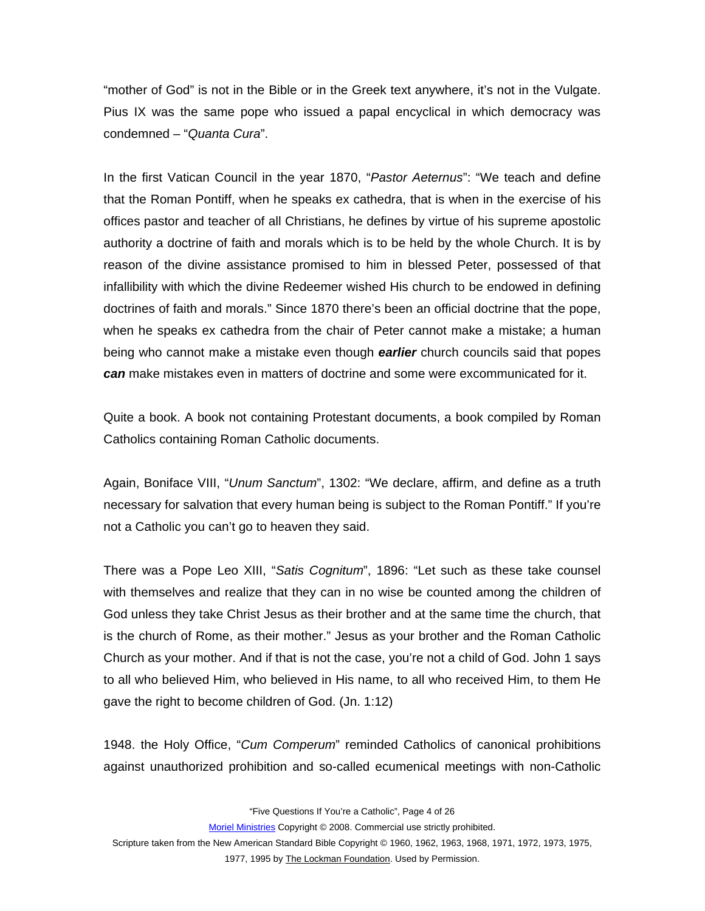“mother of God” is not in the Bible or in the Greek text anywhere, it’s not in the Vulgate. Pius IX was the same pope who issued a papal encyclical in which democracy was condemned – “*Quanta Cura*”.

In the first Vatican Council in the year 1870, “*Pastor Aeternus*”: “We teach and define that the Roman Pontiff, when he speaks ex cathedra, that is when in the exercise of his offices pastor and teacher of all Christians, he defines by virtue of his supreme apostolic authority a doctrine of faith and morals which is to be held by the whole Church. It is by reason of the divine assistance promised to him in blessed Peter, possessed of that infallibility with which the divine Redeemer wished His church to be endowed in defining doctrines of faith and morals.” Since 1870 there’s been an official doctrine that the pope, when he speaks ex cathedra from the chair of Peter cannot make a mistake; a human being who cannot make a mistake even though ***earlier*** church councils said that popes ***can*** make mistakes even in matters of doctrine and some were excommunicated for it.

Quite a book. A book not containing Protestant documents, a book compiled by Roman Catholics containing Roman Catholic documents.

Again, Boniface VIII, “*Unum Sanctum*”, 1302: “We declare, affirm, and define as a truth necessary for salvation that every human being is subject to the Roman Pontiff.” If you’re not a Catholic you can’t go to heaven they said.

There was a Pope Leo XIII, “*Satis Cognitum*”, 1896: “Let such as these take counsel with themselves and realize that they can in no wise be counted among the children of God unless they take Christ Jesus as their brother and at the same time the church, that is the church of Rome, as their mother.” Jesus as your brother and the Roman Catholic Church as your mother. And if that is not the case, you’re not a child of God. John 1 says to all who believed Him, who believed in His name, to all who received Him, to them He gave the right to become children of God. (Jn. 1:12)

1948. the Holy Office, “*Cum Comperum*” reminded Catholics of canonical prohibitions against unauthorized prohibition and so-called ecumenical meetings with non-Catholic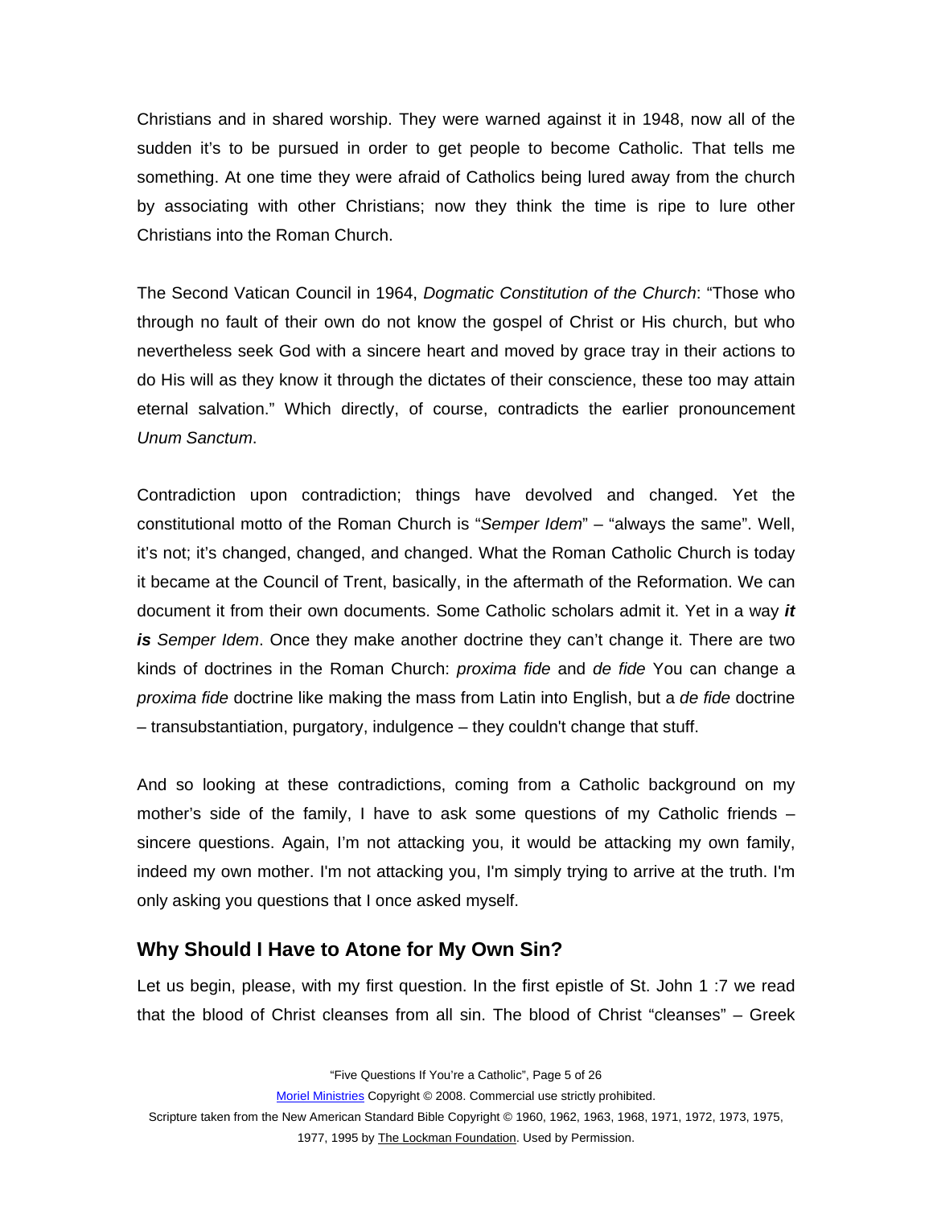Christians and in shared worship. They were warned against it in 1948, now all of the sudden it's to be pursued in order to get people to become Catholic. That tells me something. At one time they were afraid of Catholics being lured away from the church by associating with other Christians; now they think the time is ripe to lure other Christians into the Roman Church.

The Second Vatican Council in 1964, *Dogmatic Constitution of the Church*: "Those who through no fault of their own do not know the gospel of Christ or His church, but who nevertheless seek God with a sincere heart and moved by grace tray in their actions to do His will as they know it through the dictates of their conscience, these too may attain eternal salvation." Which directly, of course, contradicts the earlier pronouncement *Unum Sanctum*.

Contradiction upon contradiction; things have devolved and changed. Yet the constitutional motto of the Roman Church is "*Semper Idem*" – "always the same". Well, it's not; it's changed, changed, and changed. What the Roman Catholic Church is today it became at the Council of Trent, basically, in the aftermath of the Reformation. We can document it from their own documents. Some Catholic scholars admit it. Yet in a way ***it is*** *Semper Idem*. Once they make another doctrine they can't change it. There are two kinds of doctrines in the Roman Church: *proxima fide* and *de fide* You can change a *proxima fide* doctrine like making the mass from Latin into English, but a *de fide* doctrine – transubstantiation, purgatory, indulgence – they couldn't change that stuff.

And so looking at these contradictions, coming from a Catholic background on my mother's side of the family, I have to ask some questions of my Catholic friends – sincere questions. Again, I'm not attacking you, it would be attacking my own family, indeed my own mother. I'm not attacking you, I'm simply trying to arrive at the truth. I'm only asking you questions that I once asked myself.

## Why Should I Have to Atone for My Own Sin?

Let us begin, please, with my first question. In the first epistle of St. John 1 :7 we read that the blood of Christ cleanses from all sin. The blood of Christ "cleanses" – Greek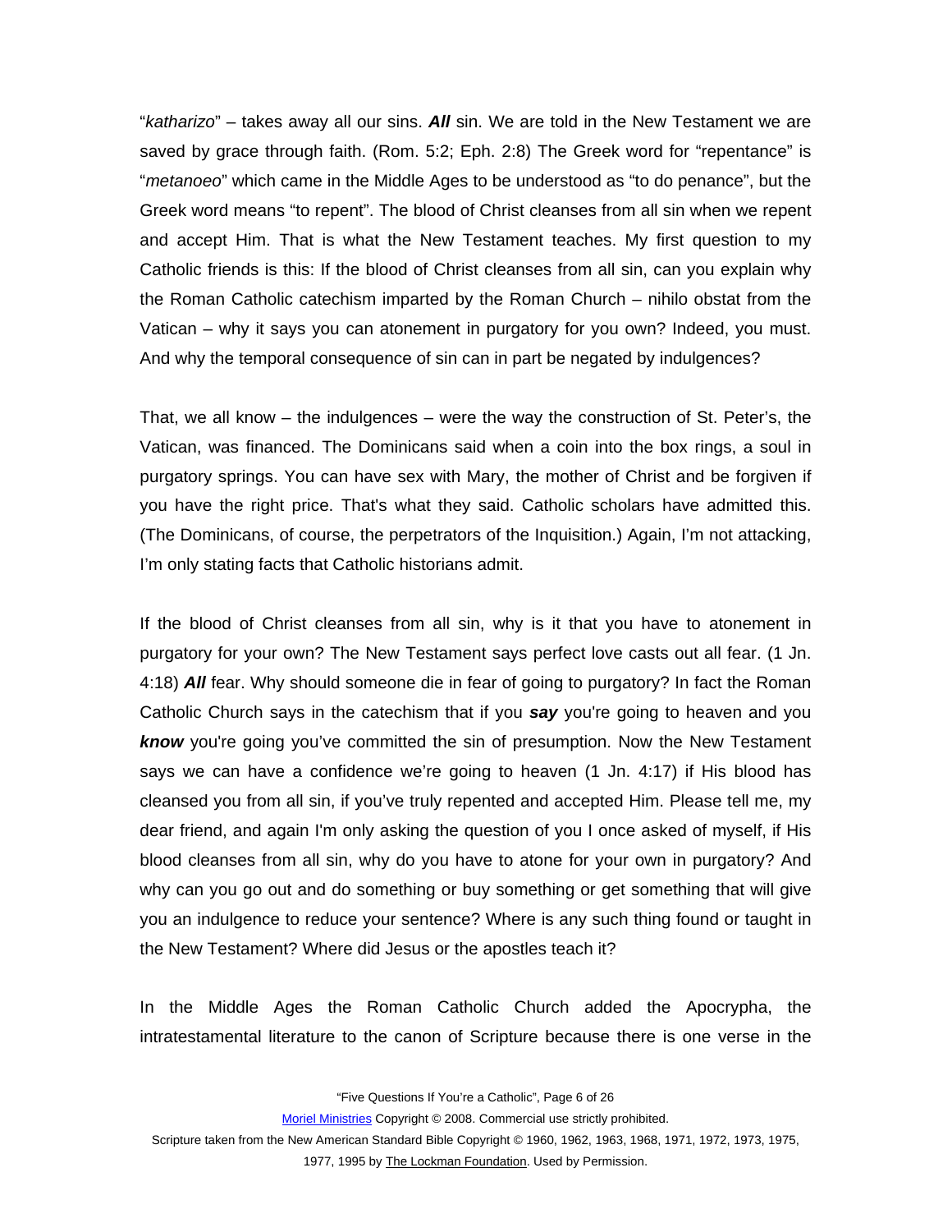"*katharizo*" – takes away all our sins. ***All*** sin. We are told in the New Testament we are saved by grace through faith. (Rom. 5:2; Eph. 2:8) The Greek word for "repentance" is "*metanoeo*" which came in the Middle Ages to be understood as "to do penance", but the Greek word means "to repent". The blood of Christ cleanses from all sin when we repent and accept Him. That is what the New Testament teaches. My first question to my Catholic friends is this: If the blood of Christ cleanses from all sin, can you explain why the Roman Catholic catechism imparted by the Roman Church – nihilo obstat from the Vatican – why it says you can atonement in purgatory for you own? Indeed, you must. And why the temporal consequence of sin can in part be negated by indulgences?

That, we all know – the indulgences – were the way the construction of St. Peter's, the Vatican, was financed. The Dominicans said when a coin into the box rings, a soul in purgatory springs. You can have sex with Mary, the mother of Christ and be forgiven if you have the right price. That's what they said. Catholic scholars have admitted this. (The Dominicans, of course, the perpetrators of the Inquisition.) Again, I'm not attacking, I'm only stating facts that Catholic historians admit.

If the blood of Christ cleanses from all sin, why is it that you have to atonement in purgatory for your own? The New Testament says perfect love casts out all fear. (1 Jn. 4:18) ***All*** fear. Why should someone die in fear of going to purgatory? In fact the Roman Catholic Church says in the catechism that if you ***say*** you're going to heaven and you ***know*** you're going you've committed the sin of presumption. Now the New Testament says we can have a confidence we're going to heaven (1 Jn. 4:17) if His blood has cleansed you from all sin, if you've truly repented and accepted Him. Please tell me, my dear friend, and again I'm only asking the question of you I once asked of myself, if His blood cleanses from all sin, why do you have to atone for your own in purgatory? And why can you go out and do something or buy something or get something that will give you an indulgence to reduce your sentence? Where is any such thing found or taught in the New Testament? Where did Jesus or the apostles teach it?

In the Middle Ages the Roman Catholic Church added the Apocrypha, the intratestamental literature to the canon of Scripture because there is one verse in the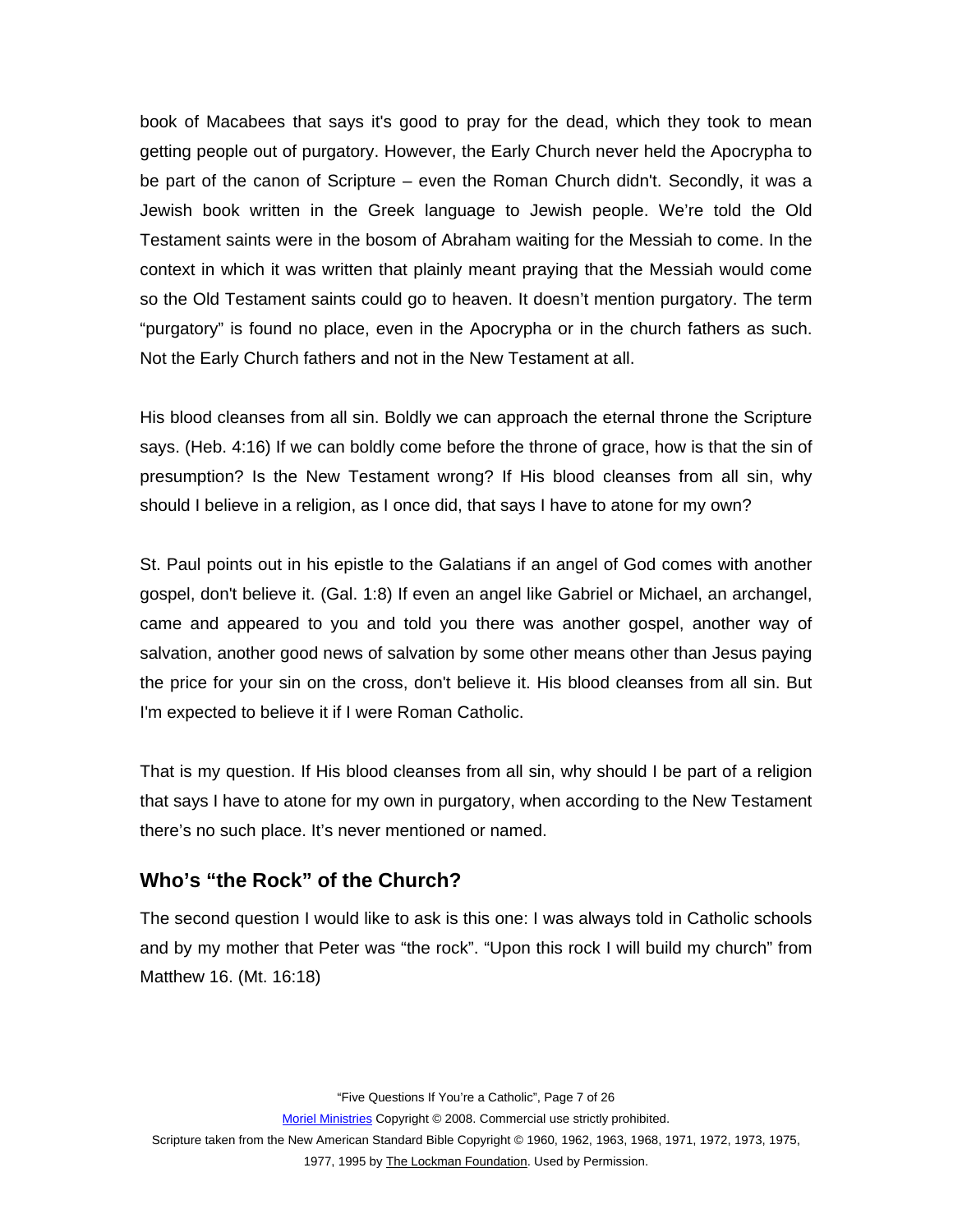book of Macabees that says it's good to pray for the dead, which they took to mean getting people out of purgatory. However, the Early Church never held the Apocrypha to be part of the canon of Scripture – even the Roman Church didn't. Secondly, it was a Jewish book written in the Greek language to Jewish people. We're told the Old Testament saints were in the bosom of Abraham waiting for the Messiah to come. In the context in which it was written that plainly meant praying that the Messiah would come so the Old Testament saints could go to heaven. It doesn't mention purgatory. The term "purgatory" is found no place, even in the Apocrypha or in the church fathers as such. Not the Early Church fathers and not in the New Testament at all.

His blood cleanses from all sin. Boldly we can approach the eternal throne the Scripture says. (Heb. 4:16) If we can boldly come before the throne of grace, how is that the sin of presumption? Is the New Testament wrong? If His blood cleanses from all sin, why should I believe in a religion, as I once did, that says I have to atone for my own?

St. Paul points out in his epistle to the Galatians if an angel of God comes with another gospel, don't believe it. (Gal. 1:8) If even an angel like Gabriel or Michael, an archangel, came and appeared to you and told you there was another gospel, another way of salvation, another good news of salvation by some other means other than Jesus paying the price for your sin on the cross, don't believe it. His blood cleanses from all sin. But I'm expected to believe it if I were Roman Catholic.

That is my question. If His blood cleanses from all sin, why should I be part of a religion that says I have to atone for my own in purgatory, when according to the New Testament there's no such place. It's never mentioned or named.

## Who's "the Rock" of the Church?

The second question I would like to ask is this one: I was always told in Catholic schools and by my mother that Peter was "the rock". "Upon this rock I will build my church" from Matthew 16. (Mt. 16:18)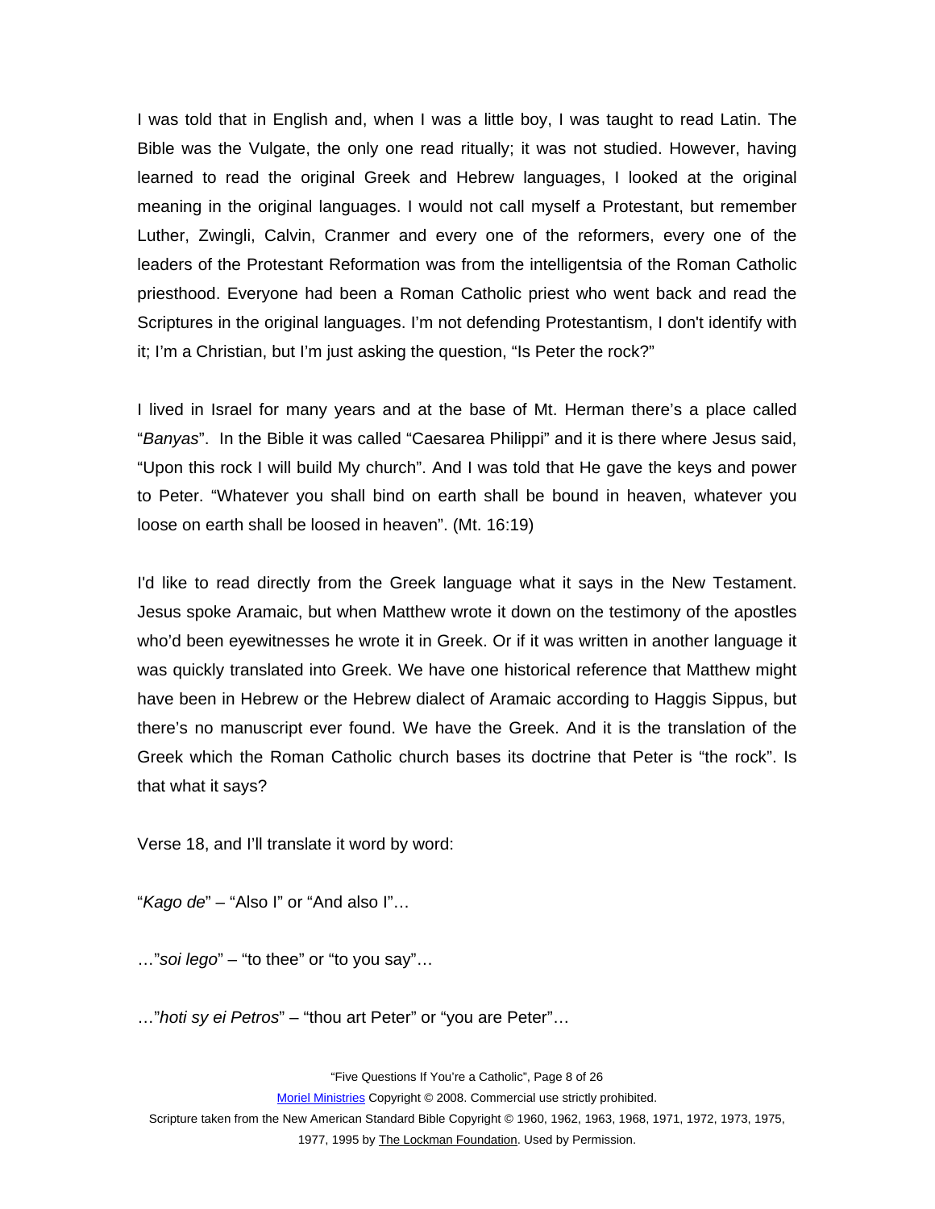I was told that in English and, when I was a little boy, I was taught to read Latin. The Bible was the Vulgate, the only one read ritually; it was not studied. However, having learned to read the original Greek and Hebrew languages, I looked at the original meaning in the original languages. I would not call myself a Protestant, but remember Luther, Zwingli, Calvin, Cranmer and every one of the reformers, every one of the leaders of the Protestant Reformation was from the intelligentsia of the Roman Catholic priesthood. Everyone had been a Roman Catholic priest who went back and read the Scriptures in the original languages. I'm not defending Protestantism, I don't identify with it; I'm a Christian, but I'm just asking the question, "Is Peter the rock?"

I lived in Israel for many years and at the base of Mt. Herman there's a place called "*Banyas*". In the Bible it was called "Caesarea Philippi" and it is there where Jesus said, "Upon this rock I will build My church". And I was told that He gave the keys and power to Peter. "Whatever you shall bind on earth shall be bound in heaven, whatever you loose on earth shall be loosed in heaven". (Mt. 16:19)

I'd like to read directly from the Greek language what it says in the New Testament. Jesus spoke Aramaic, but when Matthew wrote it down on the testimony of the apostles who'd been eyewitnesses he wrote it in Greek. Or if it was written in another language it was quickly translated into Greek. We have one historical reference that Matthew might have been in Hebrew or the Hebrew dialect of Aramaic according to Haggis Sippus, but there's no manuscript ever found. We have the Greek. And it is the translation of the Greek which the Roman Catholic church bases its doctrine that Peter is "the rock". Is that what it says?

Verse 18, and I'll translate it word by word:

"*Kago de*" – "Also I" or "And also I"…

…"*soi lego*" – "to thee" or "to you say"…

…"*hoti sy ei Petros*" – "thou art Peter" or "you are Peter"…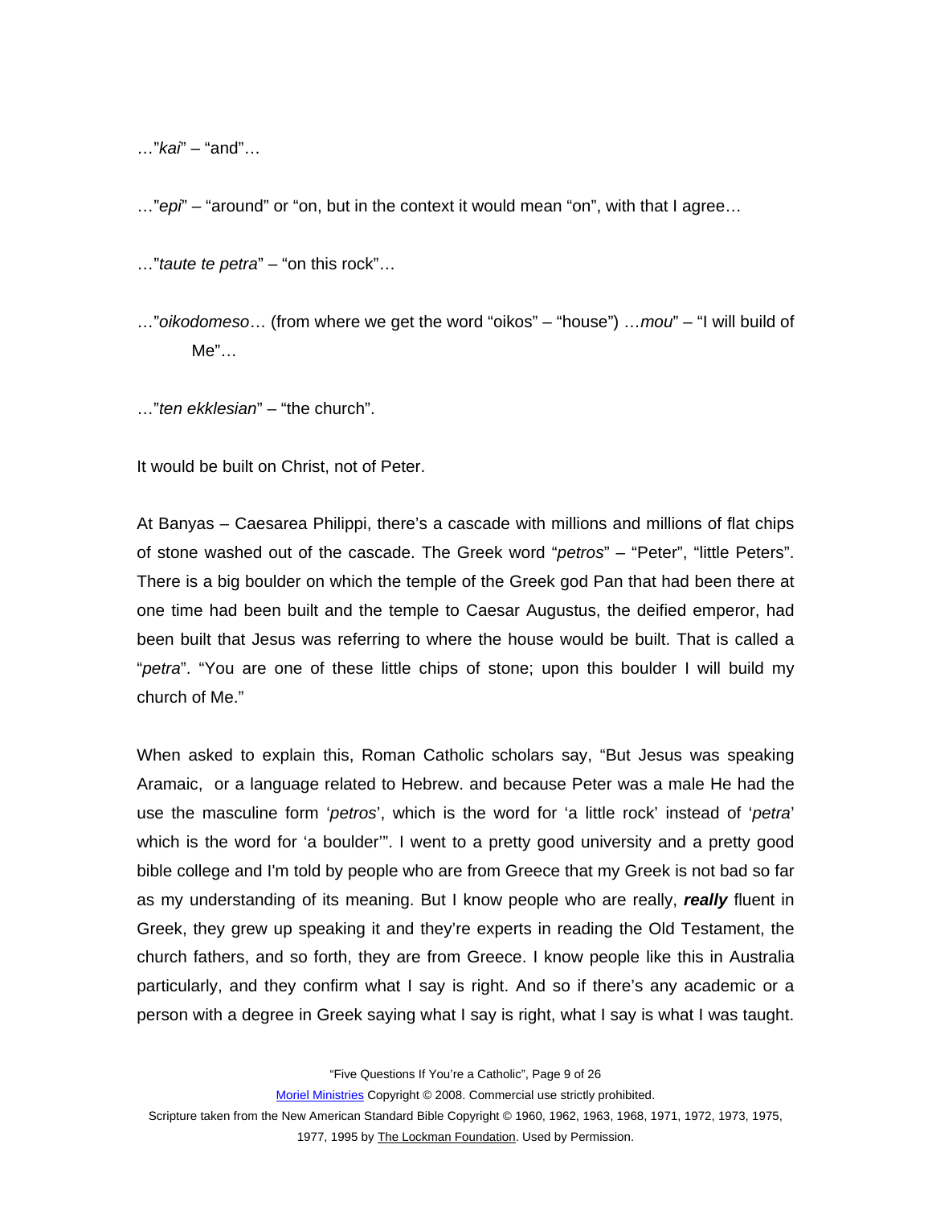…"*kai*" – "and"…

…"*epi*" – "around" or "on, but in the context it would mean "on", with that I agree…

…"*taute te petra*" – "on this rock"…

…"*oikodomeso*… (from where we get the word "oikos" – "house") …*mou*" – "I will build of Me"…

…"*ten ekklesian*" – "the church".

It would be built on Christ, not of Peter.

At Banyas – Caesarea Philippi, there's a cascade with millions and millions of flat chips of stone washed out of the cascade. The Greek word "*petros*" – "Peter", "little Peters". There is a big boulder on which the temple of the Greek god Pan that had been there at one time had been built and the temple to Caesar Augustus, the deified emperor, had been built that Jesus was referring to where the house would be built. That is called a "*petra*". "You are one of these little chips of stone; upon this boulder I will build my church of Me."

When asked to explain this, Roman Catholic scholars say, "But Jesus was speaking Aramaic, or a language related to Hebrew. and because Peter was a male He had the use the masculine form '*petros*', which is the word for 'a little rock' instead of '*petra*' which is the word for 'a boulder'". I went to a pretty good university and a pretty good bible college and I'm told by people who are from Greece that my Greek is not bad so far as my understanding of its meaning. But I know people who are really, ***really*** fluent in Greek, they grew up speaking it and they're experts in reading the Old Testament, the church fathers, and so forth, they are from Greece. I know people like this in Australia particularly, and they confirm what I say is right. And so if there's any academic or a person with a degree in Greek saying what I say is right, what I say is what I was taught.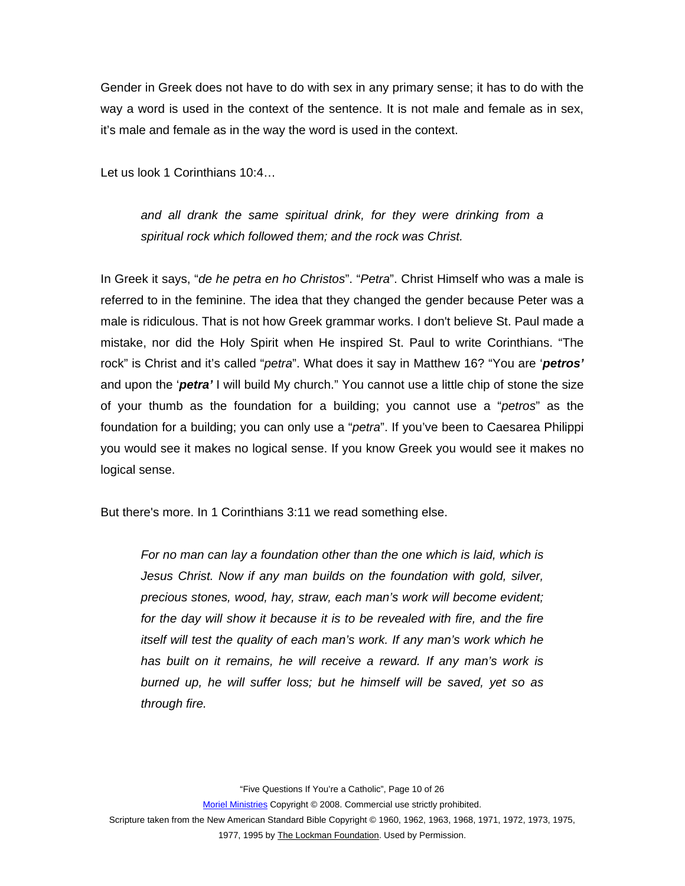Gender in Greek does not have to do with sex in any primary sense; it has to do with the way a word is used in the context of the sentence. It is not male and female as in sex, it's male and female as in the way the word is used in the context.

Let us look 1 Corinthians 10:4…

> *and all drank the same spiritual drink, for they were drinking from a spiritual rock which followed them; and the rock was Christ.*

In Greek it says, "*de he petra en ho Christos*". "*Petra*". Christ Himself who was a male is referred to in the feminine. The idea that they changed the gender because Peter was a male is ridiculous. That is not how Greek grammar works. I don't believe St. Paul made a mistake, nor did the Holy Spirit when He inspired St. Paul to write Corinthians. "The rock" is Christ and it's called "*petra*". What does it say in Matthew 16? "You are '***petros'*** and upon the '***petra'*** I will build My church." You cannot use a little chip of stone the size of your thumb as the foundation for a building; you cannot use a "*petros*" as the foundation for a building; you can only use a "*petra*". If you've been to Caesarea Philippi you would see it makes no logical sense. If you know Greek you would see it makes no logical sense.

But there's more. In 1 Corinthians 3:11 we read something else.

> *For no man can lay a foundation other than the one which is laid, which is Jesus Christ. Now if any man builds on the foundation with gold, silver, precious stones, wood, hay, straw, each man's work will become evident; for the day will show it because it is to be revealed with fire, and the fire itself will test the quality of each man's work. If any man's work which he has built on it remains, he will receive a reward. If any man's work is burned up, he will suffer loss; but he himself will be saved, yet so as through fire.*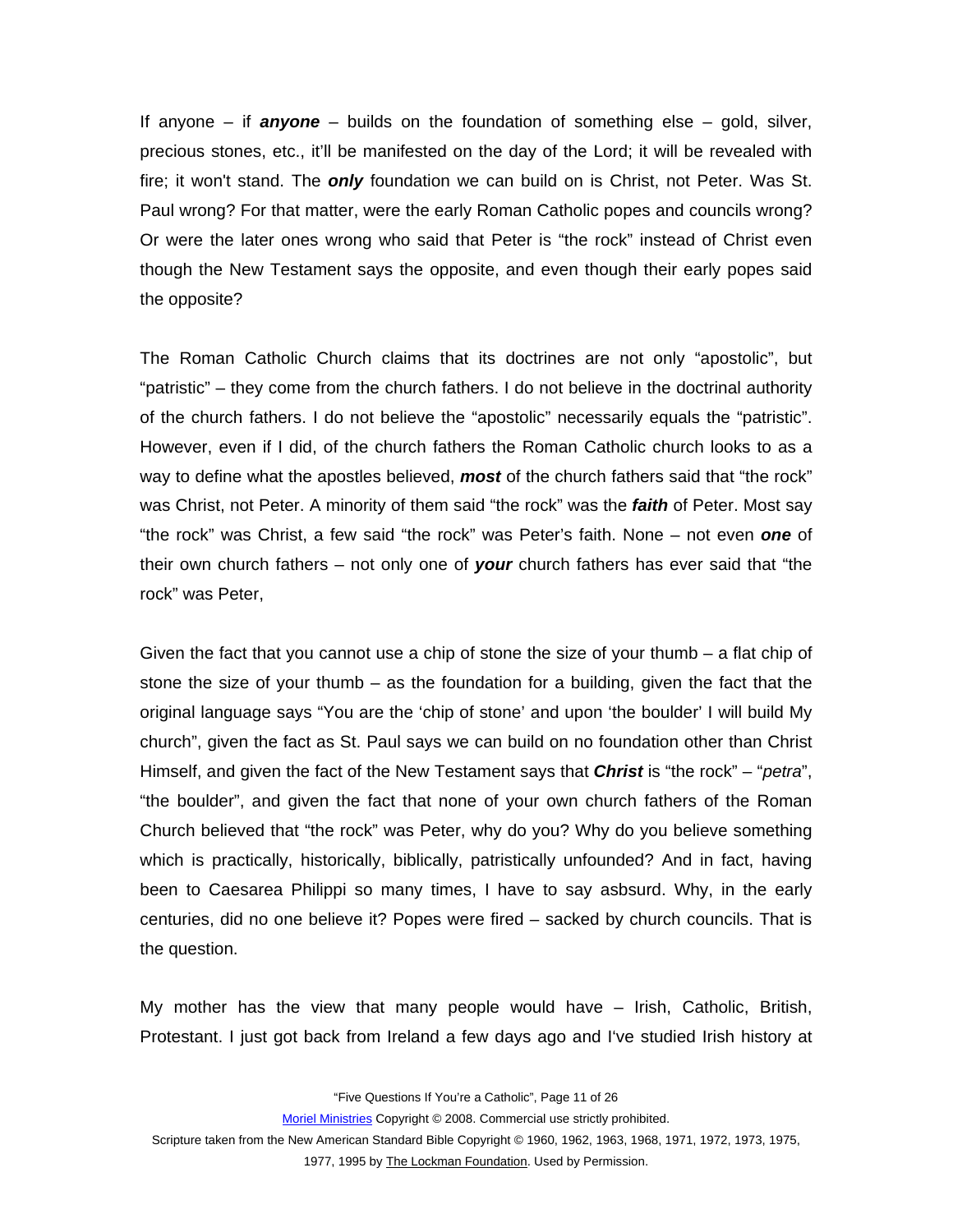If anyone – if ***anyone*** – builds on the foundation of something else – gold, silver, precious stones, etc., it'll be manifested on the day of the Lord; it will be revealed with fire; it won't stand. The ***only*** foundation we can build on is Christ, not Peter. Was St. Paul wrong? For that matter, were the early Roman Catholic popes and councils wrong? Or were the later ones wrong who said that Peter is "the rock" instead of Christ even though the New Testament says the opposite, and even though their early popes said the opposite?

The Roman Catholic Church claims that its doctrines are not only "apostolic", but "patristic" – they come from the church fathers. I do not believe in the doctrinal authority of the church fathers. I do not believe the "apostolic" necessarily equals the "patristic". However, even if I did, of the church fathers the Roman Catholic church looks to as a way to define what the apostles believed, ***most*** of the church fathers said that "the rock" was Christ, not Peter. A minority of them said "the rock" was the ***faith*** of Peter. Most say "the rock" was Christ, a few said "the rock" was Peter's faith. None – not even ***one*** of their own church fathers – not only one of ***your*** church fathers has ever said that "the rock" was Peter,

Given the fact that you cannot use a chip of stone the size of your thumb – a flat chip of stone the size of your thumb – as the foundation for a building, given the fact that the original language says "You are the 'chip of stone' and upon 'the boulder' I will build My church", given the fact as St. Paul says we can build on no foundation other than Christ Himself, and given the fact of the New Testament says that ***Christ*** is "the rock" – "*petra*", "the boulder", and given the fact that none of your own church fathers of the Roman Church believed that "the rock" was Peter, why do you? Why do you believe something which is practically, historically, biblically, patristically unfounded? And in fact, having been to Caesarea Philippi so many times, I have to say asbsurd. Why, in the early centuries, did no one believe it? Popes were fired – sacked by church councils. That is the question.

My mother has the view that many people would have – Irish, Catholic, British, Protestant. I just got back from Ireland a few days ago and I've studied Irish history at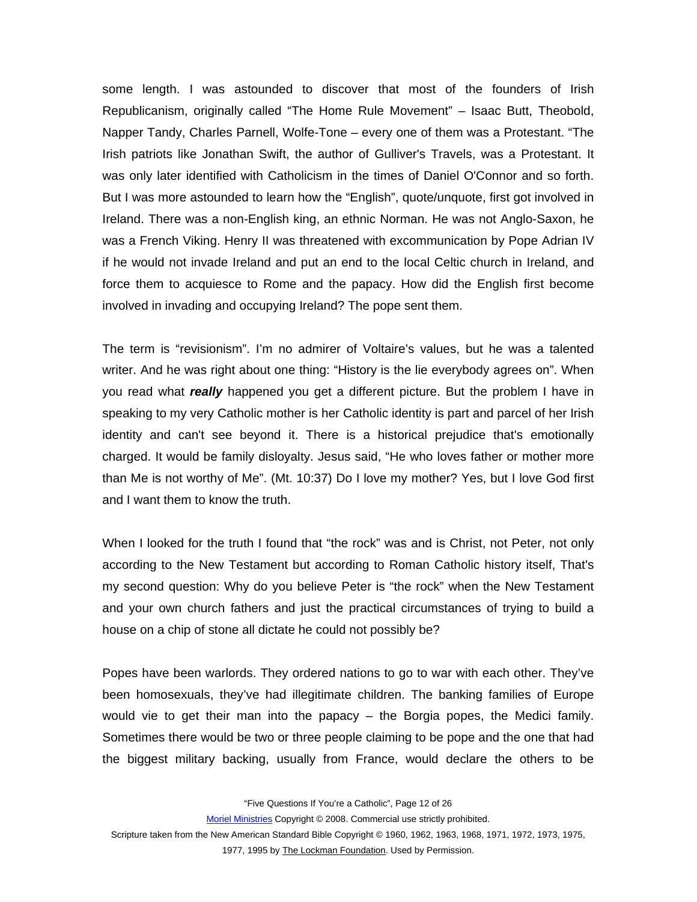some length. I was astounded to discover that most of the founders of Irish Republicanism, originally called "The Home Rule Movement" – Isaac Butt, Theobold, Napper Tandy, Charles Parnell, Wolfe-Tone – every one of them was a Protestant. "The Irish patriots like Jonathan Swift, the author of Gulliver's Travels, was a Protestant. It was only later identified with Catholicism in the times of Daniel O'Connor and so forth. But I was more astounded to learn how the "English", quote/unquote, first got involved in Ireland. There was a non-English king, an ethnic Norman. He was not Anglo-Saxon, he was a French Viking. Henry II was threatened with excommunication by Pope Adrian IV if he would not invade Ireland and put an end to the local Celtic church in Ireland, and force them to acquiesce to Rome and the papacy. How did the English first become involved in invading and occupying Ireland? The pope sent them.

The term is "revisionism". I'm no admirer of Voltaire's values, but he was a talented writer. And he was right about one thing: "History is the lie everybody agrees on". When you read what ***really*** happened you get a different picture. But the problem I have in speaking to my very Catholic mother is her Catholic identity is part and parcel of her Irish identity and can't see beyond it. There is a historical prejudice that's emotionally charged. It would be family disloyalty. Jesus said, "He who loves father or mother more than Me is not worthy of Me". (Mt. 10:37) Do I love my mother? Yes, but I love God first and I want them to know the truth.

When I looked for the truth I found that "the rock" was and is Christ, not Peter, not only according to the New Testament but according to Roman Catholic history itself, That's my second question: Why do you believe Peter is "the rock" when the New Testament and your own church fathers and just the practical circumstances of trying to build a house on a chip of stone all dictate he could not possibly be?

Popes have been warlords. They ordered nations to go to war with each other. They've been homosexuals, they've had illegitimate children. The banking families of Europe would vie to get their man into the papacy – the Borgia popes, the Medici family. Sometimes there would be two or three people claiming to be pope and the one that had the biggest military backing, usually from France, would declare the others to be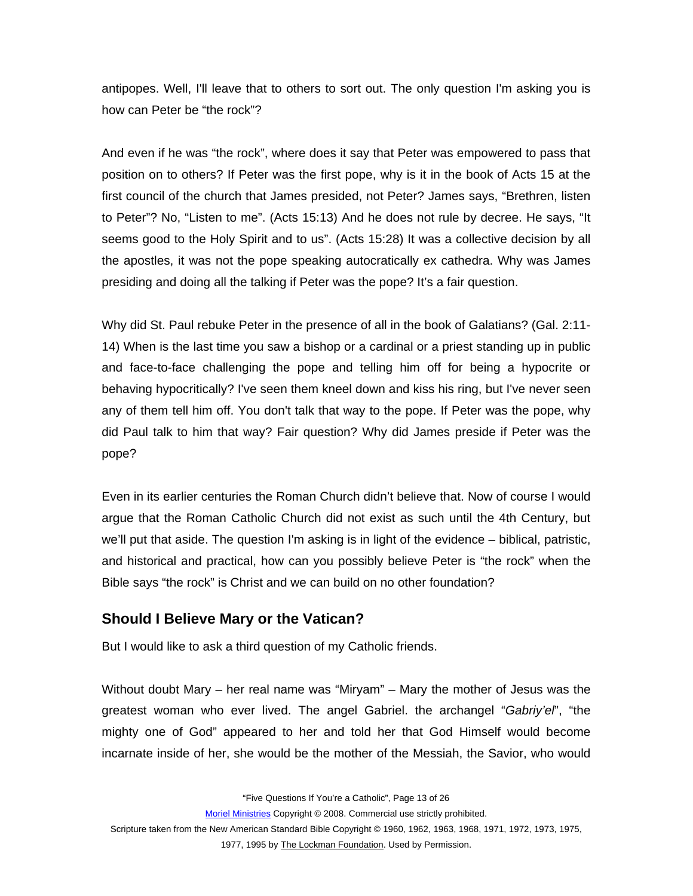antipopes. Well, I'll leave that to others to sort out. The only question I'm asking you is how can Peter be "the rock"?

And even if he was "the rock", where does it say that Peter was empowered to pass that position on to others? If Peter was the first pope, why is it in the book of Acts 15 at the first council of the church that James presided, not Peter? James says, "Brethren, listen to Peter"? No, "Listen to me". (Acts 15:13) And he does not rule by decree. He says, "It seems good to the Holy Spirit and to us". (Acts 15:28) It was a collective decision by all the apostles, it was not the pope speaking autocratically ex cathedra. Why was James presiding and doing all the talking if Peter was the pope? It's a fair question.

Why did St. Paul rebuke Peter in the presence of all in the book of Galatians? (Gal. 2:11-14) When is the last time you saw a bishop or a cardinal or a priest standing up in public and face-to-face challenging the pope and telling him off for being a hypocrite or behaving hypocritically? I've seen them kneel down and kiss his ring, but I've never seen any of them tell him off. You don't talk that way to the pope. If Peter was the pope, why did Paul talk to him that way? Fair question? Why did James preside if Peter was the pope?

Even in its earlier centuries the Roman Church didn't believe that. Now of course I would argue that the Roman Catholic Church did not exist as such until the 4th Century, but we'll put that aside. The question I'm asking is in light of the evidence – biblical, patristic, and historical and practical, how can you possibly believe Peter is "the rock" when the Bible says "the rock" is Christ and we can build on no other foundation?

## Should I Believe Mary or the Vatican?

But I would like to ask a third question of my Catholic friends.

Without doubt Mary – her real name was "Miryam" – Mary the mother of Jesus was the greatest woman who ever lived. The angel Gabriel. the archangel "*Gabriy'el*", "the mighty one of God" appeared to her and told her that God Himself would become incarnate inside of her, she would be the mother of the Messiah, the Savior, who would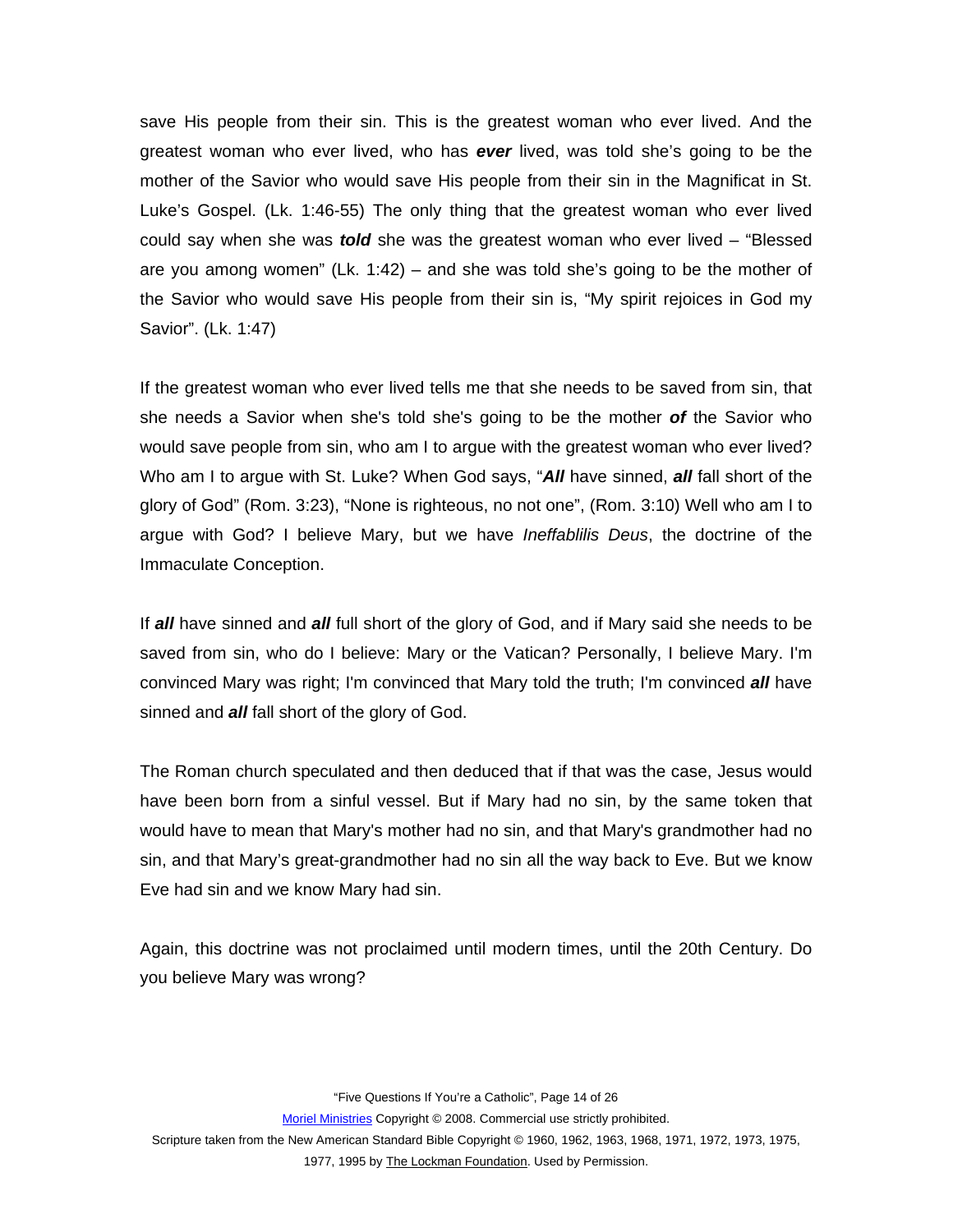save His people from their sin. This is the greatest woman who ever lived. And the greatest woman who ever lived, who has ***ever*** lived, was told she's going to be the mother of the Savior who would save His people from their sin in the Magnificat in St. Luke's Gospel. (Lk. 1:46-55) The only thing that the greatest woman who ever lived could say when she was ***told*** she was the greatest woman who ever lived – "Blessed are you among women" (Lk. 1:42) – and she was told she's going to be the mother of the Savior who would save His people from their sin is, "My spirit rejoices in God my Savior". (Lk. 1:47)

If the greatest woman who ever lived tells me that she needs to be saved from sin, that she needs a Savior when she's told she's going to be the mother ***of*** the Savior who would save people from sin, who am I to argue with the greatest woman who ever lived? Who am I to argue with St. Luke? When God says, "***All*** have sinned, ***all*** fall short of the glory of God" (Rom. 3:23), "None is righteous, no not one", (Rom. 3:10) Well who am I to argue with God? I believe Mary, but we have *Ineffablilis Deus*, the doctrine of the Immaculate Conception.

If ***all*** have sinned and ***all*** full short of the glory of God, and if Mary said she needs to be saved from sin, who do I believe: Mary or the Vatican? Personally, I believe Mary. I'm convinced Mary was right; I'm convinced that Mary told the truth; I'm convinced ***all*** have sinned and ***all*** fall short of the glory of God.

The Roman church speculated and then deduced that if that was the case, Jesus would have been born from a sinful vessel. But if Mary had no sin, by the same token that would have to mean that Mary's mother had no sin, and that Mary's grandmother had no sin, and that Mary's great-grandmother had no sin all the way back to Eve. But we know Eve had sin and we know Mary had sin.

Again, this doctrine was not proclaimed until modern times, until the 20th Century. Do you believe Mary was wrong?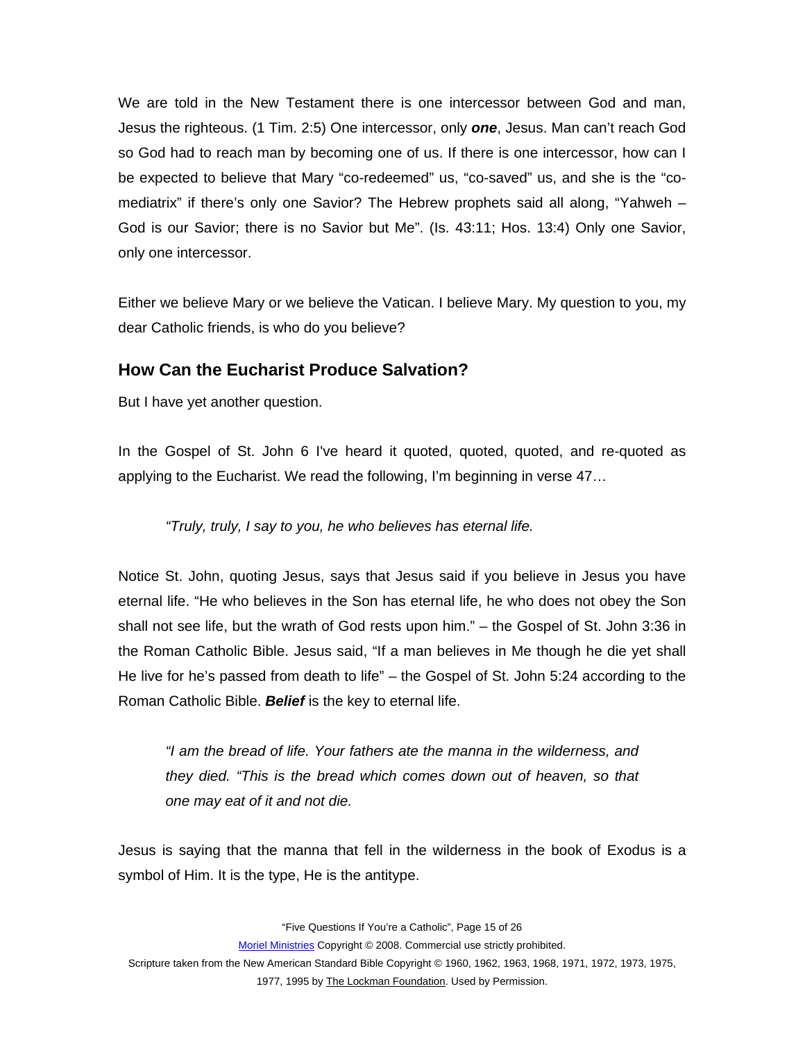We are told in the New Testament there is one intercessor between God and man, Jesus the righteous. (1 Tim. 2:5) One intercessor, only ***one***, Jesus. Man can't reach God so God had to reach man by becoming one of us. If there is one intercessor, how can I be expected to believe that Mary "co-redeemed" us, "co-saved" us, and she is the "co-mediatrix" if there's only one Savior? The Hebrew prophets said all along, "Yahweh – God is our Savior; there is no Savior but Me". (Is. 43:11; Hos. 13:4) Only one Savior, only one intercessor.

Either we believe Mary or we believe the Vatican. I believe Mary. My question to you, my dear Catholic friends, is who do you believe?

## How Can the Eucharist Produce Salvation?

But I have yet another question.

In the Gospel of St. John 6 I've heard it quoted, quoted, quoted, and re-quoted as applying to the Eucharist. We read the following, I'm beginning in verse 47…

> *"Truly, truly, I say to you, he who believes has eternal life.*

Notice St. John, quoting Jesus, says that Jesus said if you believe in Jesus you have eternal life. "He who believes in the Son has eternal life, he who does not obey the Son shall not see life, but the wrath of God rests upon him." – the Gospel of St. John 3:36 in the Roman Catholic Bible. Jesus said, "If a man believes in Me though he die yet shall He live for he's passed from death to life" – the Gospel of St. John 5:24 according to the Roman Catholic Bible. ***Belief*** is the key to eternal life.

> *"I am the bread of life. Your fathers ate the manna in the wilderness, and they died. "This is the bread which comes down out of heaven, so that one may eat of it and not die.*

Jesus is saying that the manna that fell in the wilderness in the book of Exodus is a symbol of Him. It is the type, He is the antitype.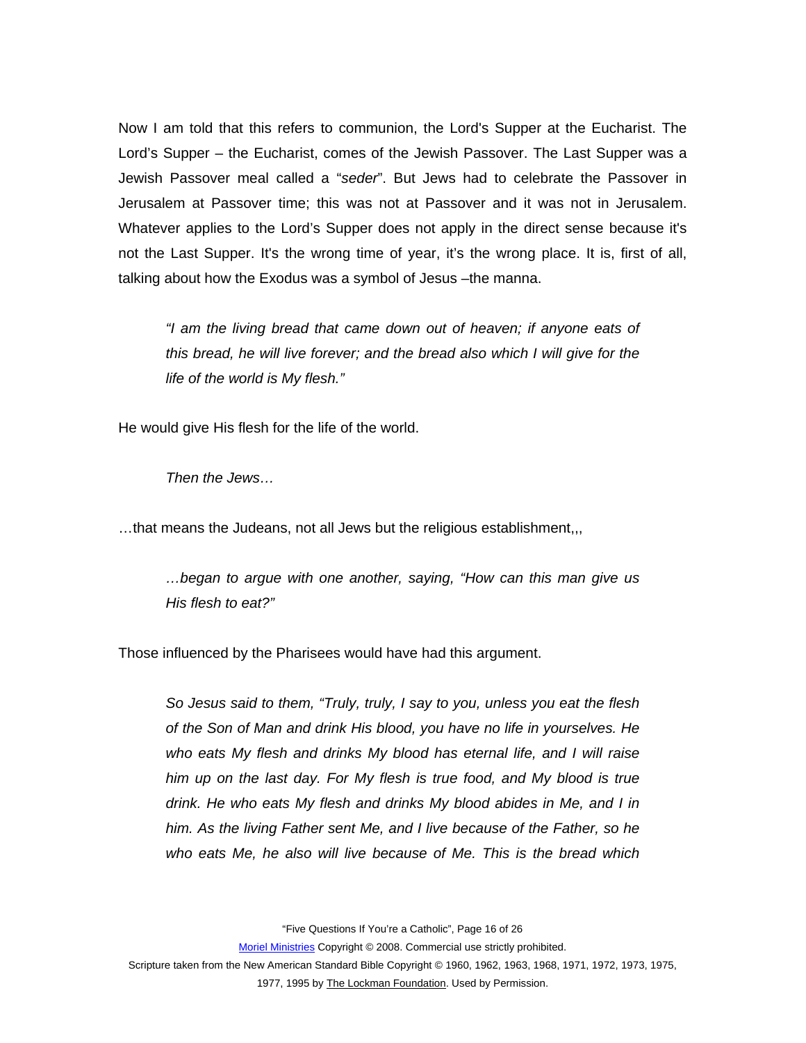Now I am told that this refers to communion, the Lord's Supper at the Eucharist. The Lord’s Supper – the Eucharist, comes of the Jewish Passover. The Last Supper was a Jewish Passover meal called a “*seder*”. But Jews had to celebrate the Passover in Jerusalem at Passover time; this was not at Passover and it was not in Jerusalem. Whatever applies to the Lord’s Supper does not apply in the direct sense because it's not the Last Supper. It's the wrong time of year, it’s the wrong place. It is, first of all, talking about how the Exodus was a symbol of Jesus –the manna.

> *“I am the living bread that came down out of heaven; if anyone eats of this bread, he will live forever; and the bread also which I will give for the life of the world is My flesh.”*

He would give His flesh for the life of the world.

> *Then the Jews…*

…that means the Judeans, not all Jews but the religious establishment,,,

> *…began to argue with one another, saying, “How can this man give us His flesh to eat?”*

Those influenced by the Pharisees would have had this argument.

> *So Jesus said to them, “Truly, truly, I say to you, unless you eat the flesh of the Son of Man and drink His blood, you have no life in yourselves. He who eats My flesh and drinks My blood has eternal life, and I will raise him up on the last day. For My flesh is true food, and My blood is true drink. He who eats My flesh and drinks My blood abides in Me, and I in him. As the living Father sent Me, and I live because of the Father, so he who eats Me, he also will live because of Me. This is the bread which*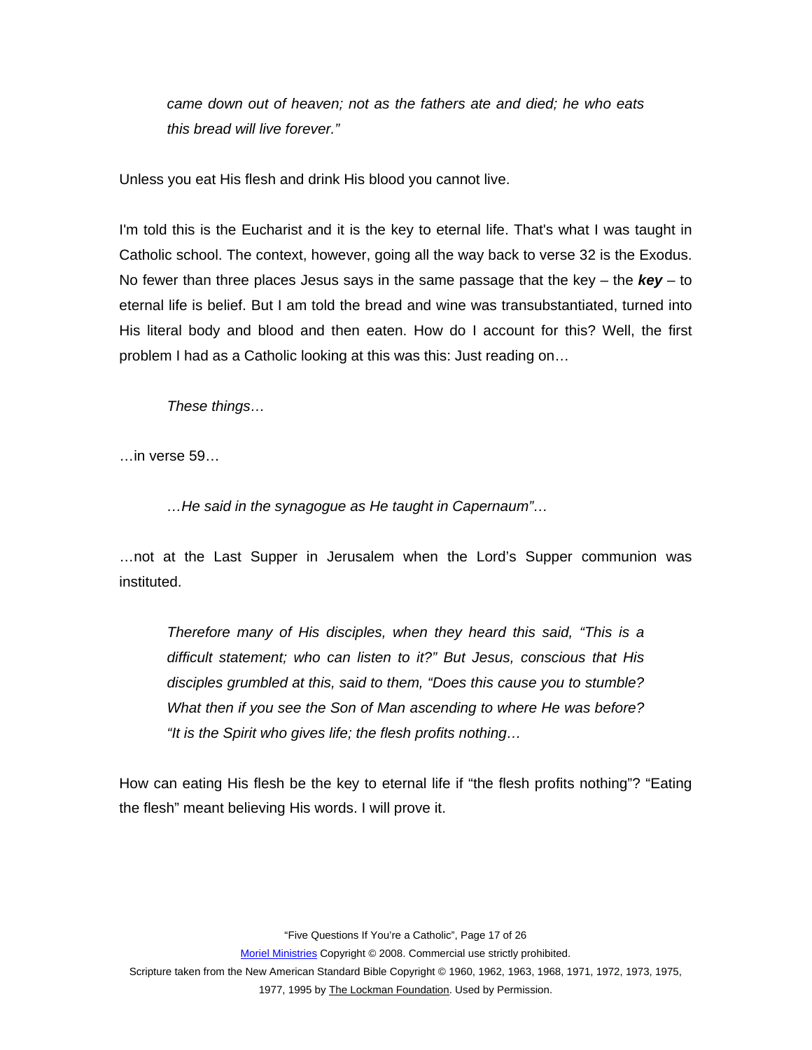*came down out of heaven; not as the fathers ate and died; he who eats this bread will live forever."*

Unless you eat His flesh and drink His blood you cannot live.

I'm told this is the Eucharist and it is the key to eternal life. That's what I was taught in Catholic school. The context, however, going all the way back to verse 32 is the Exodus. No fewer than three places Jesus says in the same passage that the key – the ***key*** – to eternal life is belief. But I am told the bread and wine was transubstantiated, turned into His literal body and blood and then eaten. How do I account for this? Well, the first problem I had as a Catholic looking at this was this: Just reading on…

*These things…*

…in verse 59…

*…He said in the synagogue as He taught in Capernaum"…*

…not at the Last Supper in Jerusalem when the Lord's Supper communion was instituted.

*Therefore many of His disciples, when they heard this said, "This is a difficult statement; who can listen to it?" But Jesus, conscious that His disciples grumbled at this, said to them, "Does this cause you to stumble? What then if you see the Son of Man ascending to where He was before? "It is the Spirit who gives life; the flesh profits nothing…*

How can eating His flesh be the key to eternal life if "the flesh profits nothing"? "Eating the flesh" meant believing His words. I will prove it.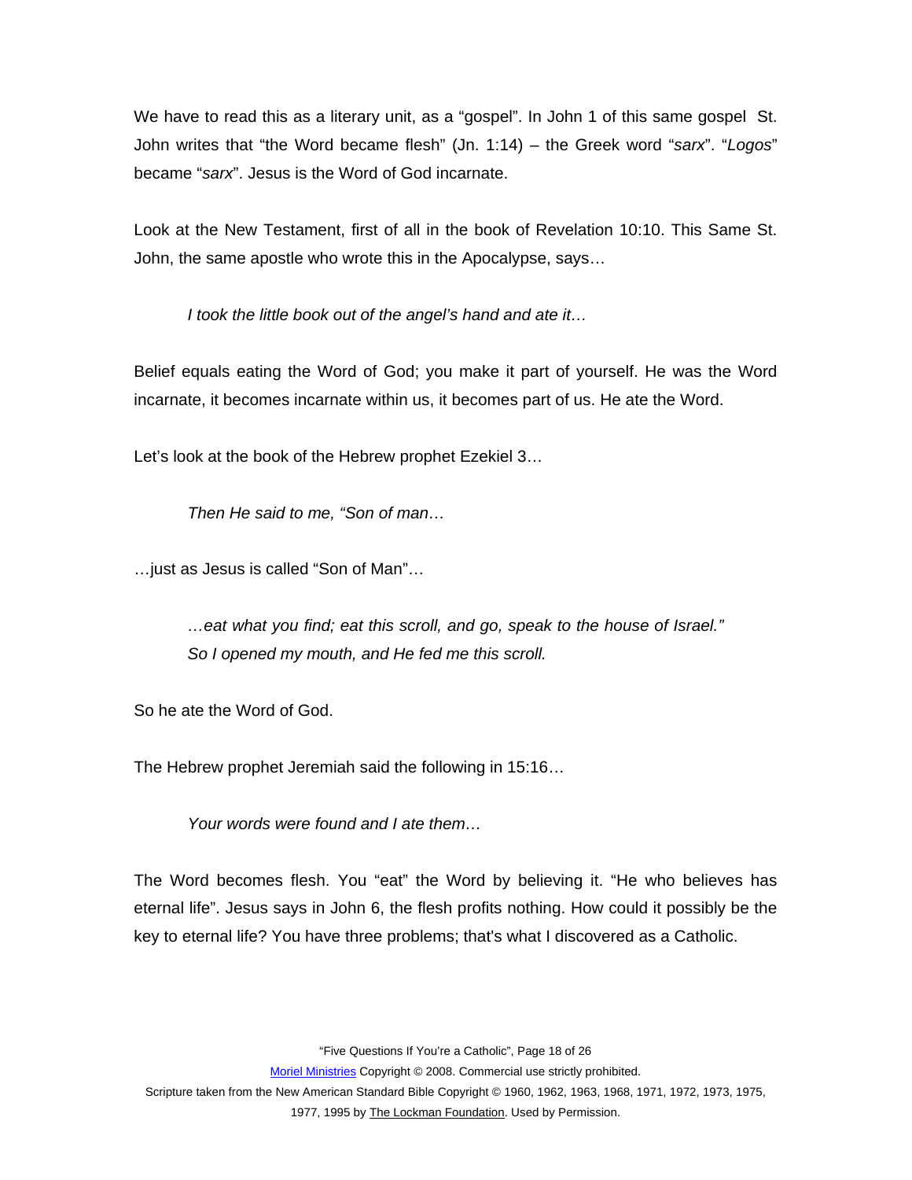We have to read this as a literary unit, as a "gospel". In John 1 of this same gospel St. John writes that "the Word became flesh" (Jn. 1:14) – the Greek word "*sarx*". "*Logos*" became "*sarx*". Jesus is the Word of God incarnate.

Look at the New Testament, first of all in the book of Revelation 10:10. This Same St. John, the same apostle who wrote this in the Apocalypse, says…

> *I took the little book out of the angel's hand and ate it…*

Belief equals eating the Word of God; you make it part of yourself. He was the Word incarnate, it becomes incarnate within us, it becomes part of us. He ate the Word.

Let's look at the book of the Hebrew prophet Ezekiel 3…

> *Then He said to me, "Son of man…*

…just as Jesus is called "Son of Man"…

> *…eat what you find; eat this scroll, and go, speak to the house of Israel."*
> *So I opened my mouth, and He fed me this scroll.*

So he ate the Word of God.

The Hebrew prophet Jeremiah said the following in 15:16…

> *Your words were found and I ate them…*

The Word becomes flesh. You "eat" the Word by believing it. "He who believes has eternal life". Jesus says in John 6, the flesh profits nothing. How could it possibly be the key to eternal life? You have three problems; that's what I discovered as a Catholic.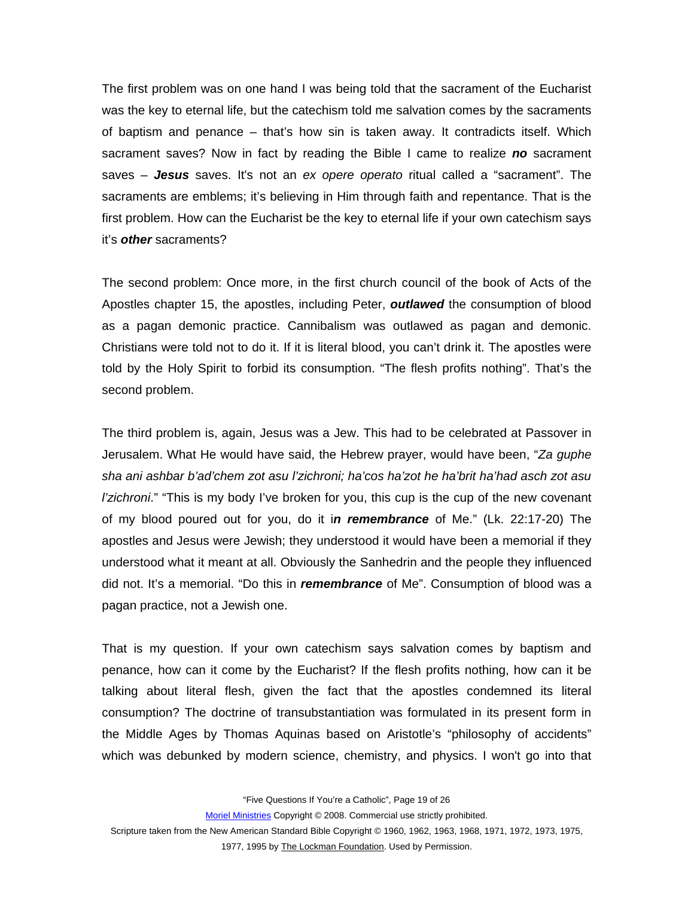The first problem was on one hand I was being told that the sacrament of the Eucharist was the key to eternal life, but the catechism told me salvation comes by the sacraments of baptism and penance – that's how sin is taken away. It contradicts itself. Which sacrament saves? Now in fact by reading the Bible I came to realize ***no*** sacrament saves – ***Jesus*** saves. It's not an *ex opere operato* ritual called a "sacrament". The sacraments are emblems; it's believing in Him through faith and repentance. That is the first problem. How can the Eucharist be the key to eternal life if your own catechism says it's ***other*** sacraments?

The second problem: Once more, in the first church council of the book of Acts of the Apostles chapter 15, the apostles, including Peter, ***outlawed*** the consumption of blood as a pagan demonic practice. Cannibalism was outlawed as pagan and demonic. Christians were told not to do it. If it is literal blood, you can't drink it. The apostles were told by the Holy Spirit to forbid its consumption. "The flesh profits nothing". That's the second problem.

The third problem is, again, Jesus was a Jew. This had to be celebrated at Passover in Jerusalem. What He would have said, the Hebrew prayer, would have been, "*Za guphe sha ani ashbar b'ad'chem zot asu l'zichroni; ha'cos ha'zot he ha'brit ha'had asch zot asu l'zichroni*." "This is my body I've broken for you, this cup is the cup of the new covenant of my blood poured out for you, do it i***n remembrance*** of Me." (Lk. 22:17-20) The apostles and Jesus were Jewish; they understood it would have been a memorial if they understood what it meant at all. Obviously the Sanhedrin and the people they influenced did not. It's a memorial. "Do this in ***remembrance*** of Me". Consumption of blood was a pagan practice, not a Jewish one.

That is my question. If your own catechism says salvation comes by baptism and penance, how can it come by the Eucharist? If the flesh profits nothing, how can it be talking about literal flesh, given the fact that the apostles condemned its literal consumption? The doctrine of transubstantiation was formulated in its present form in the Middle Ages by Thomas Aquinas based on Aristotle's "philosophy of accidents" which was debunked by modern science, chemistry, and physics. I won't go into that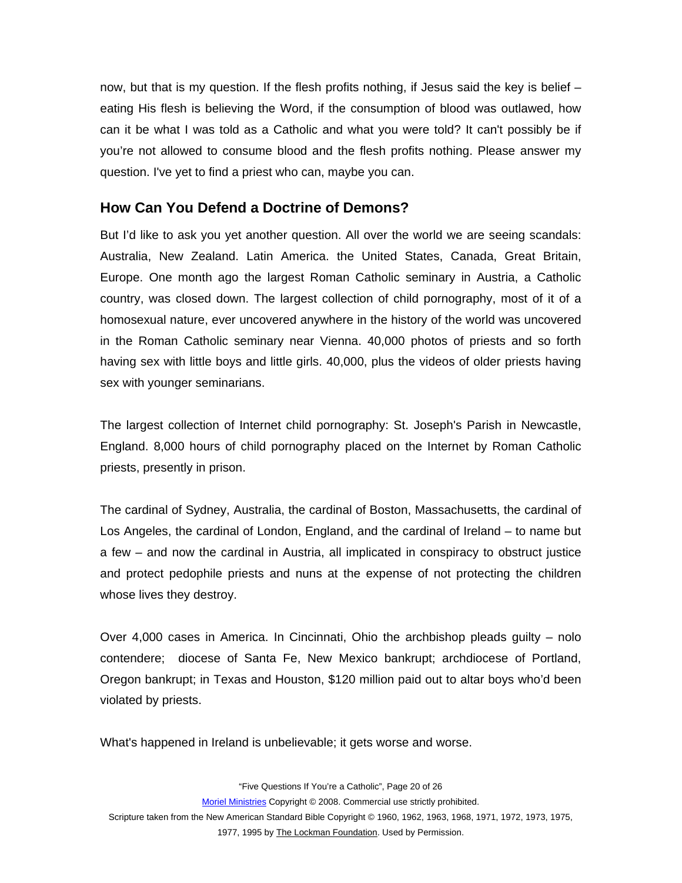now, but that is my question. If the flesh profits nothing, if Jesus said the key is belief – eating His flesh is believing the Word, if the consumption of blood was outlawed, how can it be what I was told as a Catholic and what you were told? It can't possibly be if you're not allowed to consume blood and the flesh profits nothing. Please answer my question. I've yet to find a priest who can, maybe you can.

## How Can You Defend a Doctrine of Demons?

But I'd like to ask you yet another question. All over the world we are seeing scandals: Australia, New Zealand. Latin America. the United States, Canada, Great Britain, Europe. One month ago the largest Roman Catholic seminary in Austria, a Catholic country, was closed down. The largest collection of child pornography, most of it of a homosexual nature, ever uncovered anywhere in the history of the world was uncovered in the Roman Catholic seminary near Vienna. 40,000 photos of priests and so forth having sex with little boys and little girls. 40,000, plus the videos of older priests having sex with younger seminarians.

The largest collection of Internet child pornography: St. Joseph's Parish in Newcastle, England. 8,000 hours of child pornography placed on the Internet by Roman Catholic priests, presently in prison.

The cardinal of Sydney, Australia, the cardinal of Boston, Massachusetts, the cardinal of Los Angeles, the cardinal of London, England, and the cardinal of Ireland – to name but a few – and now the cardinal in Austria, all implicated in conspiracy to obstruct justice and protect pedophile priests and nuns at the expense of not protecting the children whose lives they destroy.

Over 4,000 cases in America. In Cincinnati, Ohio the archbishop pleads guilty – nolo contendere; diocese of Santa Fe, New Mexico bankrupt; archdiocese of Portland, Oregon bankrupt; in Texas and Houston, $120 million paid out to altar boys who'd been violated by priests.

What's happened in Ireland is unbelievable; it gets worse and worse.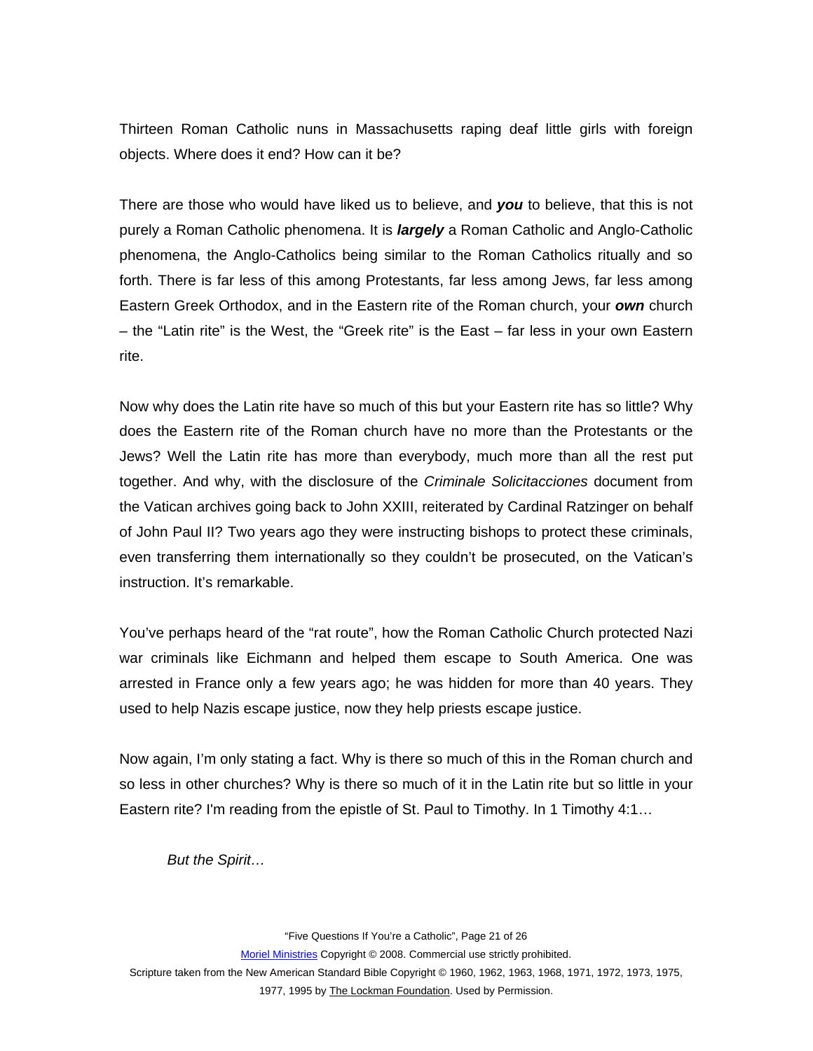Thirteen Roman Catholic nuns in Massachusetts raping deaf little girls with foreign objects. Where does it end? How can it be?

There are those who would have liked us to believe, and ***you*** to believe, that this is not purely a Roman Catholic phenomena. It is ***largely*** a Roman Catholic and Anglo-Catholic phenomena, the Anglo-Catholics being similar to the Roman Catholics ritually and so forth. There is far less of this among Protestants, far less among Jews, far less among Eastern Greek Orthodox, and in the Eastern rite of the Roman church, your ***own*** church – the "Latin rite" is the West, the "Greek rite" is the East – far less in your own Eastern rite.

Now why does the Latin rite have so much of this but your Eastern rite has so little? Why does the Eastern rite of the Roman church have no more than the Protestants or the Jews? Well the Latin rite has more than everybody, much more than all the rest put together. And why, with the disclosure of the *Criminale Solicitacciones* document from the Vatican archives going back to John XXIII, reiterated by Cardinal Ratzinger on behalf of John Paul II? Two years ago they were instructing bishops to protect these criminals, even transferring them internationally so they couldn't be prosecuted, on the Vatican's instruction. It's remarkable.

You've perhaps heard of the "rat route", how the Roman Catholic Church protected Nazi war criminals like Eichmann and helped them escape to South America. One was arrested in France only a few years ago; he was hidden for more than 40 years. They used to help Nazis escape justice, now they help priests escape justice.

Now again, I'm only stating a fact. Why is there so much of this in the Roman church and so less in other churches? Why is there so much of it in the Latin rite but so little in your Eastern rite? I'm reading from the epistle of St. Paul to Timothy. In 1 Timothy 4:1…

> *But the Spirit…*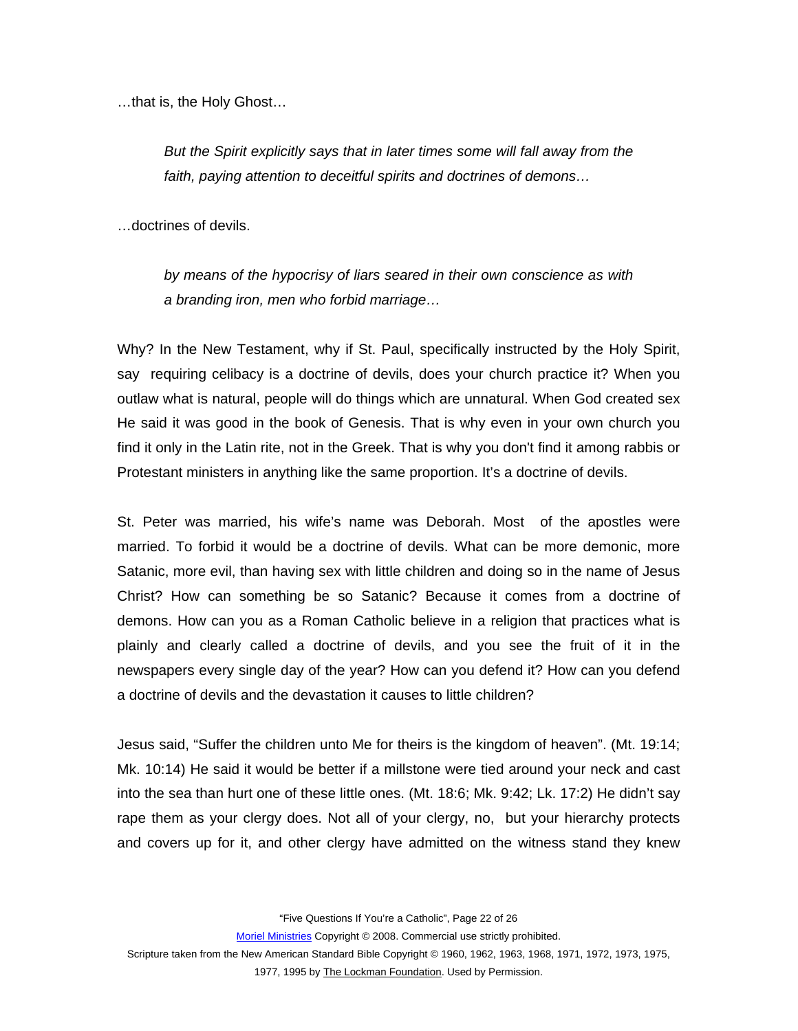…that is, the Holy Ghost…

> *But the Spirit explicitly says that in later times some will fall away from the faith, paying attention to deceitful spirits and doctrines of demons…*

…doctrines of devils.

> *by means of the hypocrisy of liars seared in their own conscience as with a branding iron, men who forbid marriage…*

Why? In the New Testament, why if St. Paul, specifically instructed by the Holy Spirit, say requiring celibacy is a doctrine of devils, does your church practice it? When you outlaw what is natural, people will do things which are unnatural. When God created sex He said it was good in the book of Genesis. That is why even in your own church you find it only in the Latin rite, not in the Greek. That is why you don't find it among rabbis or Protestant ministers in anything like the same proportion. It's a doctrine of devils.

St. Peter was married, his wife's name was Deborah. Most of the apostles were married. To forbid it would be a doctrine of devils. What can be more demonic, more Satanic, more evil, than having sex with little children and doing so in the name of Jesus Christ? How can something be so Satanic? Because it comes from a doctrine of demons. How can you as a Roman Catholic believe in a religion that practices what is plainly and clearly called a doctrine of devils, and you see the fruit of it in the newspapers every single day of the year? How can you defend it? How can you defend a doctrine of devils and the devastation it causes to little children?

Jesus said, "Suffer the children unto Me for theirs is the kingdom of heaven". (Mt. 19:14; Mk. 10:14) He said it would be better if a millstone were tied around your neck and cast into the sea than hurt one of these little ones. (Mt. 18:6; Mk. 9:42; Lk. 17:2) He didn't say rape them as your clergy does. Not all of your clergy, no, but your hierarchy protects and covers up for it, and other clergy have admitted on the witness stand they knew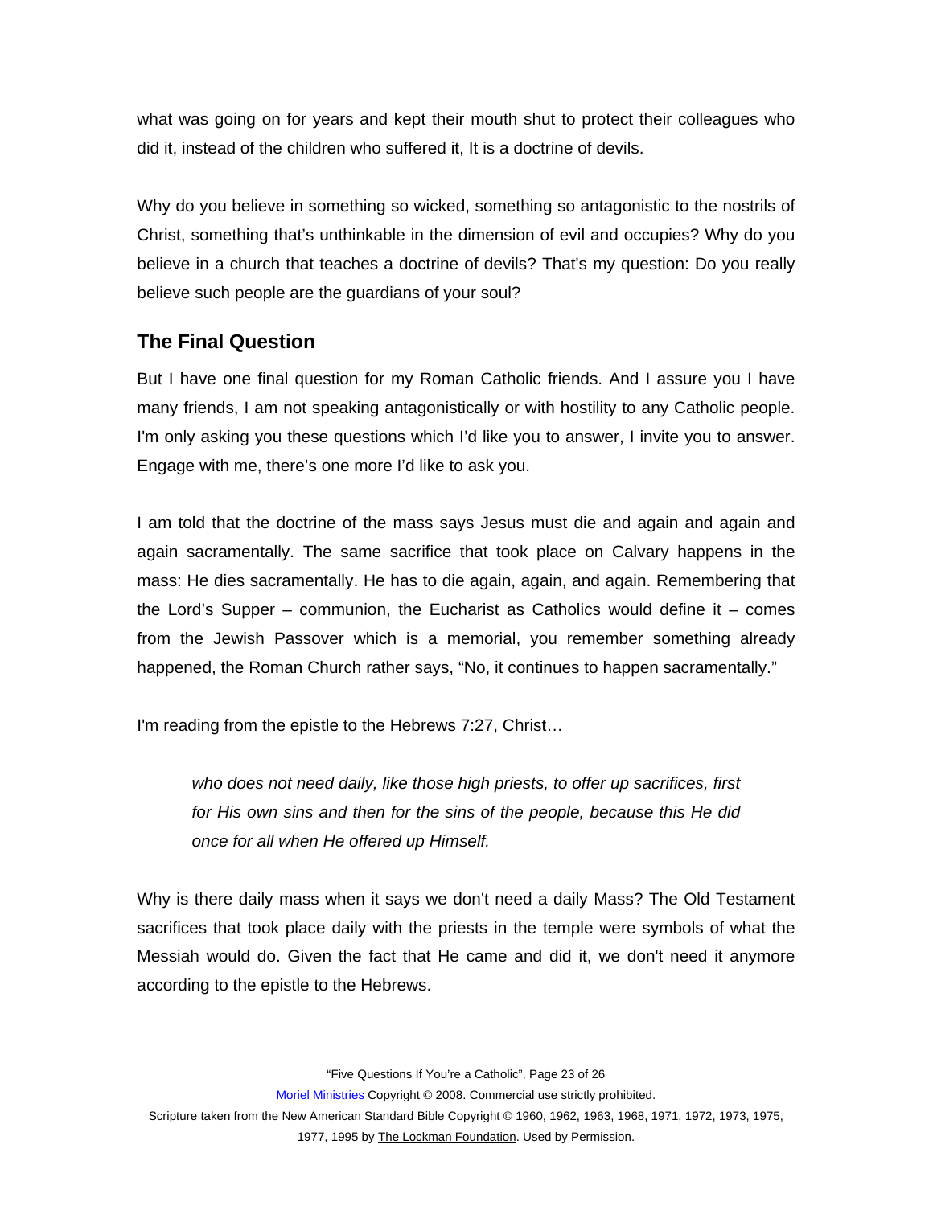what was going on for years and kept their mouth shut to protect their colleagues who did it, instead of the children who suffered it, It is a doctrine of devils.

Why do you believe in something so wicked, something so antagonistic to the nostrils of Christ, something that's unthinkable in the dimension of evil and occupies? Why do you believe in a church that teaches a doctrine of devils? That's my question: Do you really believe such people are the guardians of your soul?

## The Final Question

But I have one final question for my Roman Catholic friends. And I assure you I have many friends, I am not speaking antagonistically or with hostility to any Catholic people. I'm only asking you these questions which I'd like you to answer, I invite you to answer. Engage with me, there's one more I'd like to ask you.

I am told that the doctrine of the mass says Jesus must die and again and again and again sacramentally. The same sacrifice that took place on Calvary happens in the mass: He dies sacramentally. He has to die again, again, and again. Remembering that the Lord's Supper – communion, the Eucharist as Catholics would define it – comes from the Jewish Passover which is a memorial, you remember something already happened, the Roman Church rather says, "No, it continues to happen sacramentally."

I'm reading from the epistle to the Hebrews 7:27, Christ…

> *who does not need daily, like those high priests, to offer up sacrifices, first for His own sins and then for the sins of the people, because this He did once for all when He offered up Himself.*

Why is there daily mass when it says we don't need a daily Mass? The Old Testament sacrifices that took place daily with the priests in the temple were symbols of what the Messiah would do. Given the fact that He came and did it, we don't need it anymore according to the epistle to the Hebrews.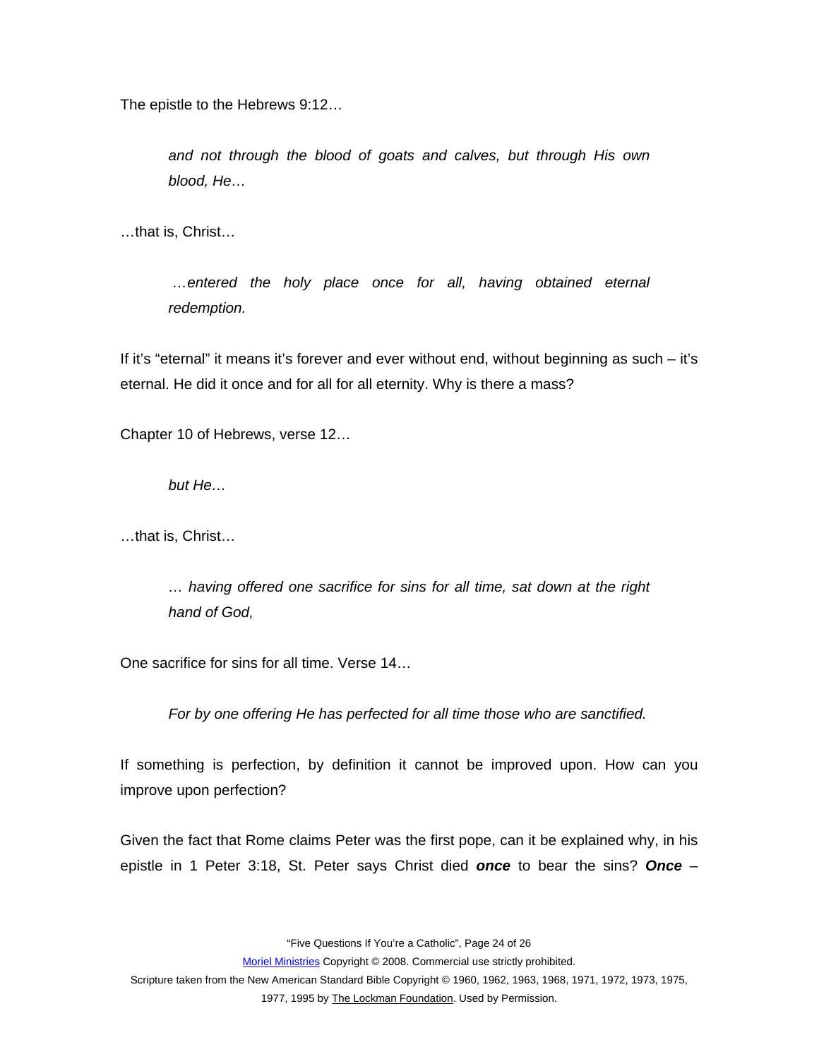The epistle to the Hebrews 9:12…

> *and not through the blood of goats and calves, but through His own blood, He…*

…that is, Christ…

> *…entered the holy place once for all, having obtained eternal redemption.*

If it's "eternal" it means it's forever and ever without end, without beginning as such – it's eternal. He did it once and for all for all eternity. Why is there a mass?

Chapter 10 of Hebrews, verse 12…

> *but He…*

…that is, Christ…

> *… having offered one sacrifice for sins for all time, sat down at the right hand of God,*

One sacrifice for sins for all time. Verse 14…

> *For by one offering He has perfected for all time those who are sanctified.*

If something is perfection, by definition it cannot be improved upon. How can you improve upon perfection?

Given the fact that Rome claims Peter was the first pope, can it be explained why, in his epistle in 1 Peter 3:18, St. Peter says Christ died ***once*** to bear the sins? ***Once*** –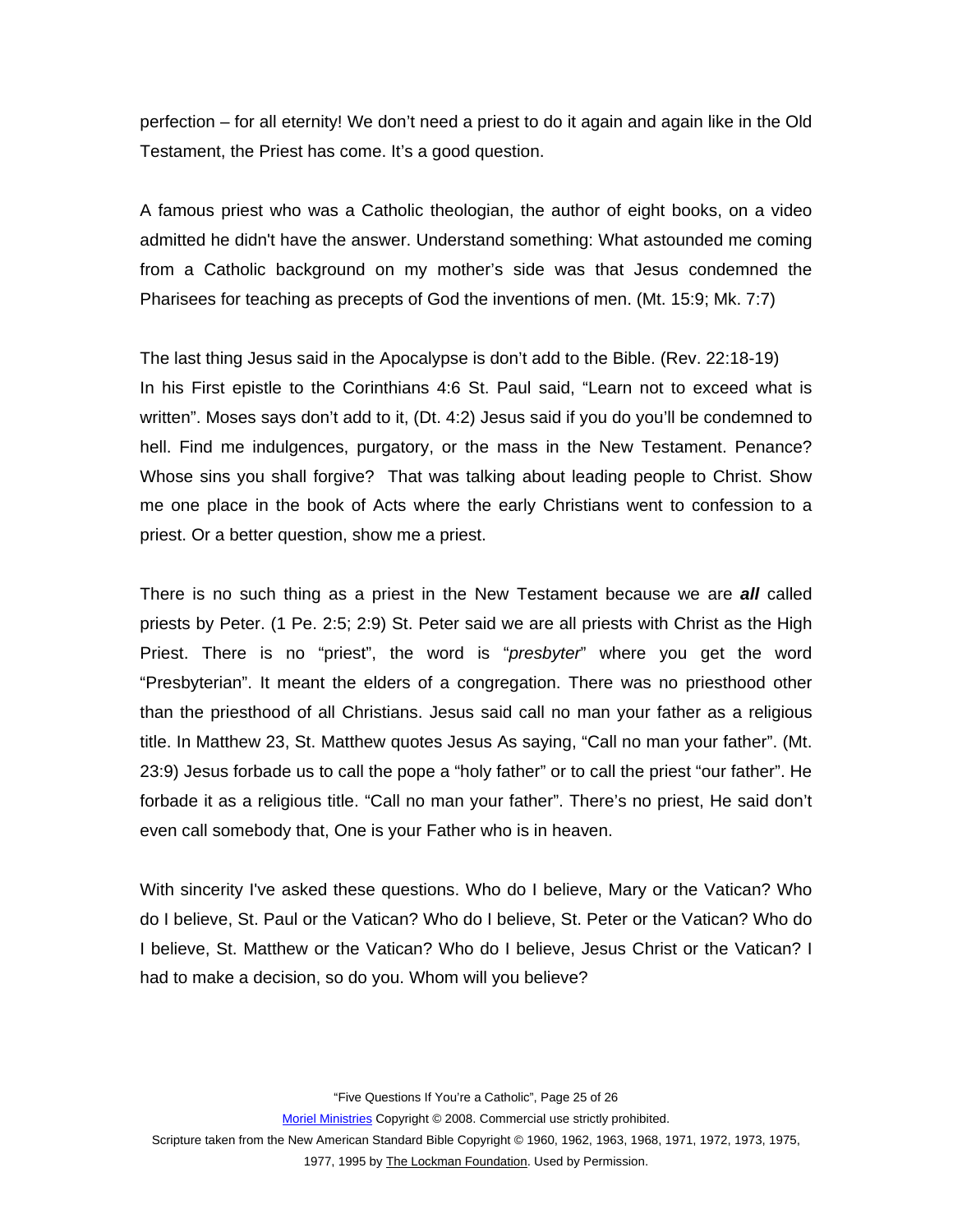perfection – for all eternity! We don't need a priest to do it again and again like in the Old Testament, the Priest has come. It's a good question.

A famous priest who was a Catholic theologian, the author of eight books, on a video admitted he didn't have the answer. Understand something: What astounded me coming from a Catholic background on my mother's side was that Jesus condemned the Pharisees for teaching as precepts of God the inventions of men. (Mt. 15:9; Mk. 7:7)

The last thing Jesus said in the Apocalypse is don't add to the Bible. (Rev. 22:18-19)
In his First epistle to the Corinthians 4:6 St. Paul said, "Learn not to exceed what is written". Moses says don't add to it, (Dt. 4:2) Jesus said if you do you'll be condemned to hell. Find me indulgences, purgatory, or the mass in the New Testament. Penance? Whose sins you shall forgive? That was talking about leading people to Christ. Show me one place in the book of Acts where the early Christians went to confession to a priest. Or a better question, show me a priest.

There is no such thing as a priest in the New Testament because we are ***all*** called priests by Peter. (1 Pe. 2:5; 2:9) St. Peter said we are all priests with Christ as the High Priest. There is no "priest", the word is "*presbyter*" where you get the word "Presbyterian". It meant the elders of a congregation. There was no priesthood other than the priesthood of all Christians. Jesus said call no man your father as a religious title. In Matthew 23, St. Matthew quotes Jesus As saying, "Call no man your father". (Mt. 23:9) Jesus forbade us to call the pope a "holy father" or to call the priest "our father". He forbade it as a religious title. "Call no man your father". There's no priest, He said don't even call somebody that, One is your Father who is in heaven.

With sincerity I've asked these questions. Who do I believe, Mary or the Vatican? Who do I believe, St. Paul or the Vatican? Who do I believe, St. Peter or the Vatican? Who do I believe, St. Matthew or the Vatican? Who do I believe, Jesus Christ or the Vatican? I had to make a decision, so do you. Whom will you believe?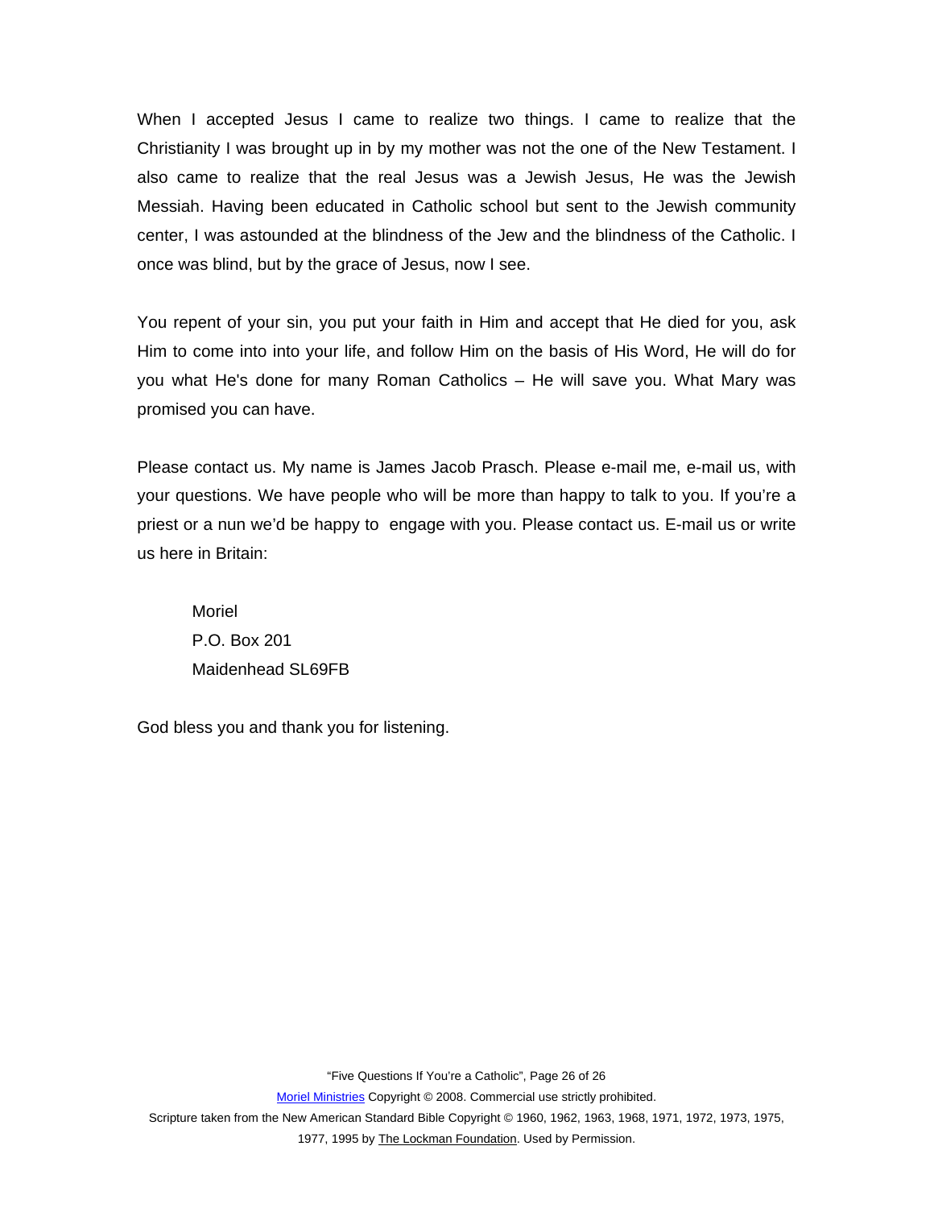When I accepted Jesus I came to realize two things. I came to realize that the Christianity I was brought up in by my mother was not the one of the New Testament. I also came to realize that the real Jesus was a Jewish Jesus, He was the Jewish Messiah. Having been educated in Catholic school but sent to the Jewish community center, I was astounded at the blindness of the Jew and the blindness of the Catholic. I once was blind, but by the grace of Jesus, now I see.

You repent of your sin, you put your faith in Him and accept that He died for you, ask Him to come into into your life, and follow Him on the basis of His Word, He will do for you what He's done for many Roman Catholics – He will save you. What Mary was promised you can have.

Please contact us. My name is James Jacob Prasch. Please e-mail me, e-mail us, with your questions. We have people who will be more than happy to talk to you. If you're a priest or a nun we'd be happy to engage with you. Please contact us. E-mail us or write us here in Britain:

> Moriel
> P.O. Box 201
> Maidenhead SL69FB

God bless you and thank you for listening.

Moriel Ministries Copyright © 2008. Commercial use strictly prohibited.
Scripture taken from the New American Standard Bible Copyright © 1960, 1962, 1963, 1968, 1971, 1972, 1973, 1975, 1977, 1995 by The Lockman Foundation. Used by Permission.